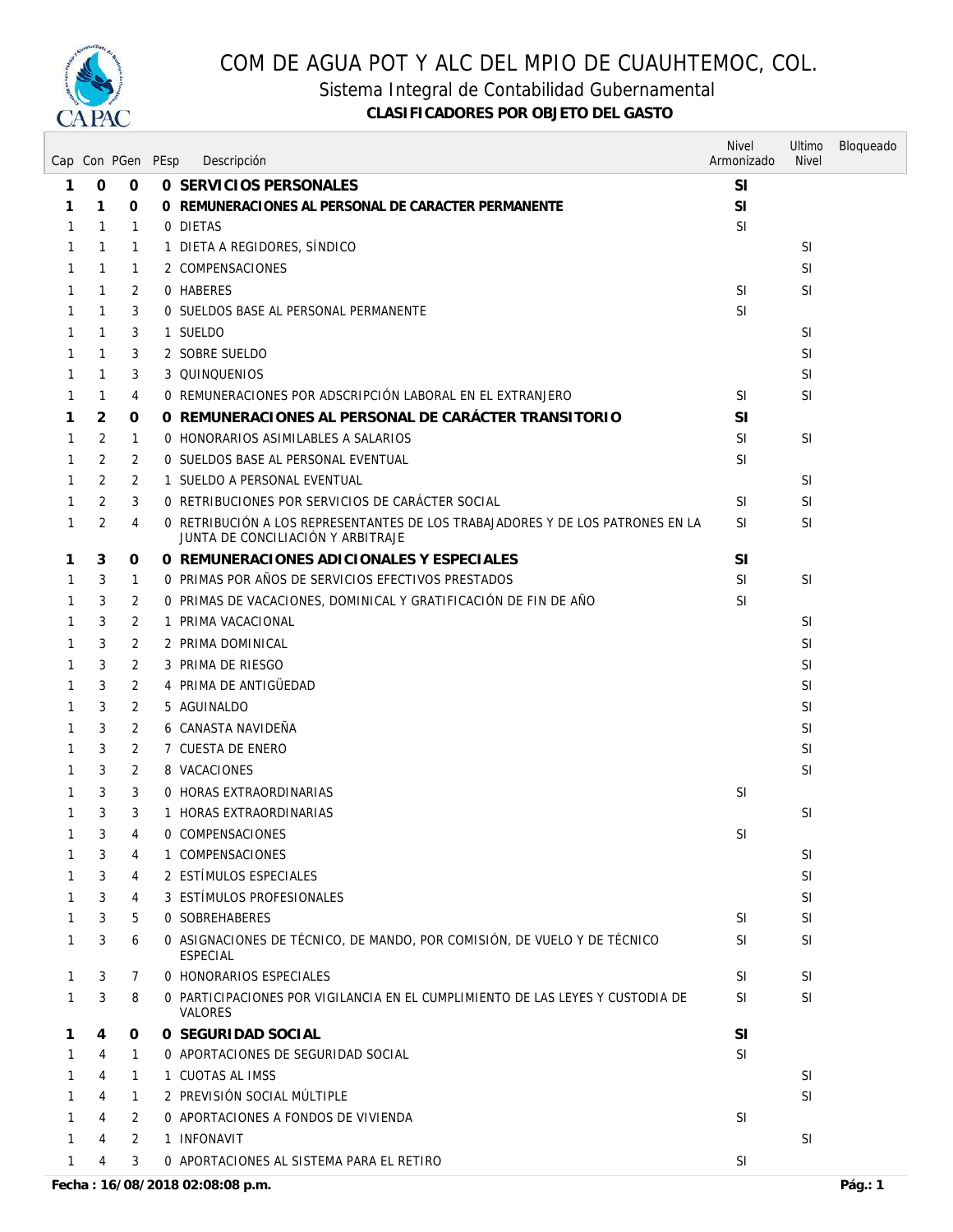# COM DE AGUA POT Y ALC DEL MPIO DE CUAUHTEMOC, COL.

## Sistema Integral de Contabilidad Gubernamental

### CLASIFICADORES POR OBJETO DEL GASTO

| Cap | Con | PGen | PEsp | Descripción | Nivel Armonizado | Ultimo Nivel | Bloqueado |
|---|---|---|---|---|---|---|---|
| **1** | **0** | **0** | **0** | **SERVICIOS PERSONALES** | **SI** | | |
| **1** | **1** | **0** | **0** | **REMUNERACIONES AL PERSONAL DE CARACTER PERMANENTE** | **SI** | | |
| 1 | 1 | 1 | 0 | DIETAS | SI | | |
| 1 | 1 | 1 | 1 | DIETA A REGIDORES, SÍNDICO | | SI | |
| 1 | 1 | 1 | 2 | COMPENSACIONES | | SI | |
| 1 | 1 | 2 | 0 | HABERES | SI | SI | |
| 1 | 1 | 3 | 0 | SUELDOS BASE AL PERSONAL PERMANENTE | SI | | |
| 1 | 1 | 3 | 1 | SUELDO | | SI | |
| 1 | 1 | 3 | 2 | SOBRE SUELDO | | SI | |
| 1 | 1 | 3 | 3 | QUINQUENIOS | | SI | |
| 1 | 1 | 4 | 0 | REMUNERACIONES POR ADSCRIPCIÓN LABORAL EN EL EXTRANJERO | SI | SI | |
| **1** | **2** | **0** | **0** | **REMUNERACIONES AL PERSONAL DE CARÁCTER TRANSITORIO** | **SI** | | |
| 1 | 2 | 1 | 0 | HONORARIOS ASIMILABLES A SALARIOS | SI | SI | |
| 1 | 2 | 2 | 0 | SUELDOS BASE AL PERSONAL EVENTUAL | SI | | |
| 1 | 2 | 2 | 1 | SUELDO A PERSONAL EVENTUAL | | SI | |
| 1 | 2 | 3 | 0 | RETRIBUCIONES POR SERVICIOS DE CARÁCTER SOCIAL | SI | SI | |
| 1 | 2 | 4 | 0 | RETRIBUCIÓN A LOS REPRESENTANTES DE LOS TRABAJADORES Y DE LOS PATRONES EN LA JUNTA DE CONCILIACIÓN Y ARBITRAJE | SI | SI | |
| **1** | **3** | **0** | **0** | **REMUNERACIONES ADICIONALES Y ESPECIALES** | **SI** | | |
| 1 | 3 | 1 | 0 | PRIMAS POR AÑOS DE SERVICIOS EFECTIVOS PRESTADOS | SI | SI | |
| 1 | 3 | 2 | 0 | PRIMAS DE VACACIONES, DOMINICAL Y GRATIFICACIÓN DE FIN DE AÑO | SI | | |
| 1 | 3 | 2 | 1 | PRIMA VACACIONAL | | SI | |
| 1 | 3 | 2 | 2 | PRIMA DOMINICAL | | SI | |
| 1 | 3 | 2 | 3 | PRIMA DE RIESGO | | SI | |
| 1 | 3 | 2 | 4 | PRIMA DE ANTIGÜEDAD | | SI | |
| 1 | 3 | 2 | 5 | AGUINALDO | | SI | |
| 1 | 3 | 2 | 6 | CANASTA NAVIDEÑA | | SI | |
| 1 | 3 | 2 | 7 | CUESTA DE ENERO | | SI | |
| 1 | 3 | 2 | 8 | VACACIONES | | SI | |
| 1 | 3 | 3 | 0 | HORAS EXTRAORDINARIAS | SI | | |
| 1 | 3 | 3 | 1 | HORAS EXTRAORDINARIAS | | SI | |
| 1 | 3 | 4 | 0 | COMPENSACIONES | SI | | |
| 1 | 3 | 4 | 1 | COMPENSACIONES | | SI | |
| 1 | 3 | 4 | 2 | ESTÍMULOS ESPECIALES | | SI | |
| 1 | 3 | 4 | 3 | ESTÍMULOS PROFESIONALES | | SI | |
| 1 | 3 | 5 | 0 | SOBREHABERES | SI | SI | |
| 1 | 3 | 6 | 0 | ASIGNACIONES DE TÉCNICO, DE MANDO, POR COMISIÓN, DE VUELO Y DE TÉCNICO ESPECIAL | SI | SI | |
| 1 | 3 | 7 | 0 | HONORARIOS ESPECIALES | SI | SI | |
| 1 | 3 | 8 | 0 | PARTICIPACIONES POR VIGILANCIA EN EL CUMPLIMIENTO DE LAS LEYES Y CUSTODIA DE VALORES | SI | SI | |
| **1** | **4** | **0** | **0** | **SEGURIDAD SOCIAL** | **SI** | | |
| 1 | 4 | 1 | 0 | APORTACIONES DE SEGURIDAD SOCIAL | SI | | |
| 1 | 4 | 1 | 1 | CUOTAS AL IMSS | | SI | |
| 1 | 4 | 1 | 2 | PREVISIÓN SOCIAL MÚLTIPLE | | SI | |
| 1 | 4 | 2 | 0 | APORTACIONES A FONDOS DE VIVIENDA | SI | | |
| 1 | 4 | 2 | 1 | INFONAVIT | | SI | |
| 1 | 4 | 3 | 0 | APORTACIONES AL SISTEMA PARA EL RETIRO | SI | | |

**Fecha : 16/08/2018 02:08:08 p.m.**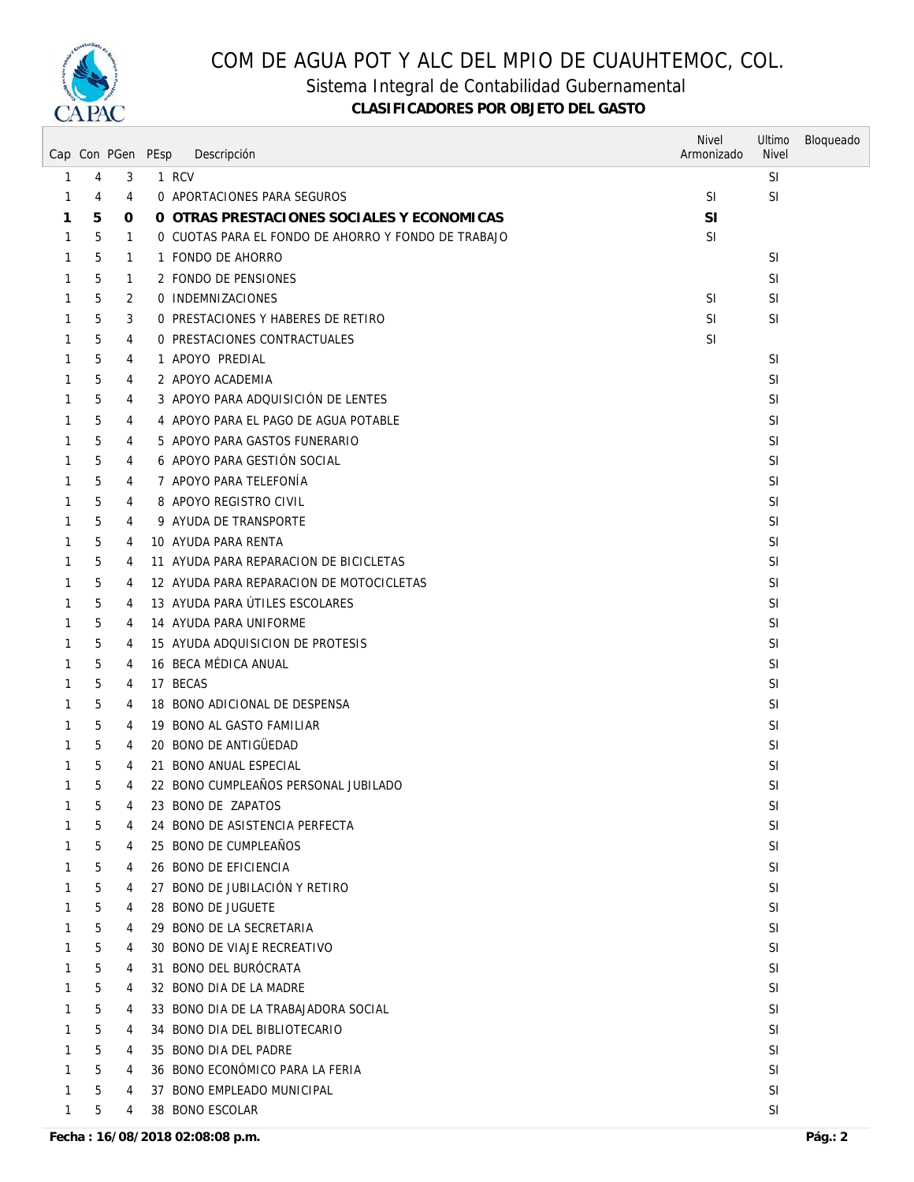# COM DE AGUA POT Y ALC DEL MPIO DE CUAUHTEMOC, COL.

## Sistema Integral de Contabilidad Gubernamental

**CLASIFICADORES POR OBJETO DEL GASTO**

| Cap | Con | PGen | PEsp | Descripción | Nivel Armonizado | Ultimo Nivel | Bloqueado |
|---|---|---|---|---|---|---|---|
| 1 | 4 | 3 | 1 | RCV | | SI | |
| 1 | 4 | 4 | 0 | APORTACIONES PARA SEGUROS | SI | SI | |
| **1** | **5** | **0** | **0** | **OTRAS PRESTACIONES SOCIALES Y ECONOMICAS** | **SI** | | |
| 1 | 5 | 1 | 0 | CUOTAS PARA EL FONDO DE AHORRO Y FONDO DE TRABAJO | SI | | |
| 1 | 5 | 1 | 1 | FONDO DE AHORRO | | SI | |
| 1 | 5 | 1 | 2 | FONDO DE PENSIONES | | SI | |
| 1 | 5 | 2 | 0 | INDEMNIZACIONES | SI | SI | |
| 1 | 5 | 3 | 0 | PRESTACIONES Y HABERES DE RETIRO | SI | SI | |
| 1 | 5 | 4 | 0 | PRESTACIONES CONTRACTUALES | SI | | |
| 1 | 5 | 4 | 1 | APOYO PREDIAL | | SI | |
| 1 | 5 | 4 | 2 | APOYO ACADEMIA | | SI | |
| 1 | 5 | 4 | 3 | APOYO PARA ADQUISICIÓN DE LENTES | | SI | |
| 1 | 5 | 4 | 4 | APOYO PARA EL PAGO DE AGUA POTABLE | | SI | |
| 1 | 5 | 4 | 5 | APOYO PARA GASTOS FUNERARIO | | SI | |
| 1 | 5 | 4 | 6 | APOYO PARA GESTIÓN SOCIAL | | SI | |
| 1 | 5 | 4 | 7 | APOYO PARA TELEFONÍA | | SI | |
| 1 | 5 | 4 | 8 | APOYO REGISTRO CIVIL | | SI | |
| 1 | 5 | 4 | 9 | AYUDA DE TRANSPORTE | | SI | |
| 1 | 5 | 4 | 10 | AYUDA PARA RENTA | | SI | |
| 1 | 5 | 4 | 11 | AYUDA PARA REPARACION DE BICICLETAS | | SI | |
| 1 | 5 | 4 | 12 | AYUDA PARA REPARACION DE MOTOCICLETAS | | SI | |
| 1 | 5 | 4 | 13 | AYUDA PARA ÚTILES ESCOLARES | | SI | |
| 1 | 5 | 4 | 14 | AYUDA PARA UNIFORME | | SI | |
| 1 | 5 | 4 | 15 | AYUDA ADQUISICION DE PROTESIS | | SI | |
| 1 | 5 | 4 | 16 | BECA MÉDICA ANUAL | | SI | |
| 1 | 5 | 4 | 17 | BECAS | | SI | |
| 1 | 5 | 4 | 18 | BONO ADICIONAL DE DESPENSA | | SI | |
| 1 | 5 | 4 | 19 | BONO AL GASTO FAMILIAR | | SI | |
| 1 | 5 | 4 | 20 | BONO DE ANTIGÜEDAD | | SI | |
| 1 | 5 | 4 | 21 | BONO ANUAL ESPECIAL | | SI | |
| 1 | 5 | 4 | 22 | BONO CUMPLEAÑOS PERSONAL JUBILADO | | SI | |
| 1 | 5 | 4 | 23 | BONO DE ZAPATOS | | SI | |
| 1 | 5 | 4 | 24 | BONO DE ASISTENCIA PERFECTA | | SI | |
| 1 | 5 | 4 | 25 | BONO DE CUMPLEAÑOS | | SI | |
| 1 | 5 | 4 | 26 | BONO DE EFICIENCIA | | SI | |
| 1 | 5 | 4 | 27 | BONO DE JUBILACIÓN Y RETIRO | | SI | |
| 1 | 5 | 4 | 28 | BONO DE JUGUETE | | SI | |
| 1 | 5 | 4 | 29 | BONO DE LA SECRETARIA | | SI | |
| 1 | 5 | 4 | 30 | BONO DE VIAJE RECREATIVO | | SI | |
| 1 | 5 | 4 | 31 | BONO DEL BURÓCRATA | | SI | |
| 1 | 5 | 4 | 32 | BONO DIA DE LA MADRE | | SI | |
| 1 | 5 | 4 | 33 | BONO DIA DE LA TRABAJADORA SOCIAL | | SI | |
| 1 | 5 | 4 | 34 | BONO DIA DEL BIBLIOTECARIO | | SI | |
| 1 | 5 | 4 | 35 | BONO DIA DEL PADRE | | SI | |
| 1 | 5 | 4 | 36 | BONO ECONÓMICO PARA LA FERIA | | SI | |
| 1 | 5 | 4 | 37 | BONO EMPLEADO MUNICIPAL | | SI | |
| 1 | 5 | 4 | 38 | BONO ESCOLAR | | SI | |

**Fecha : 16/08/2018 02:08:08 p.m.**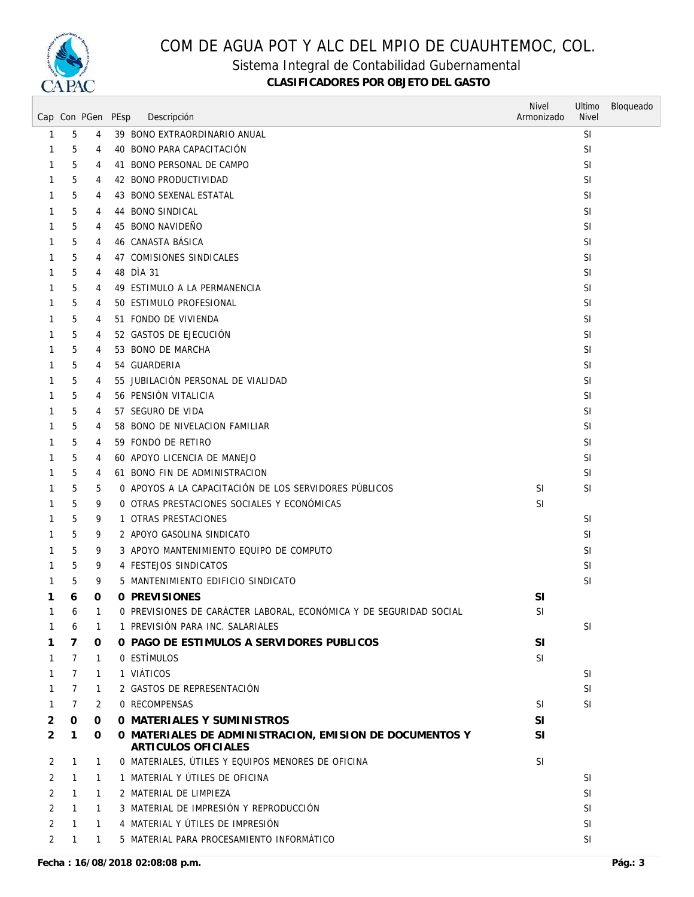# COM DE AGUA POT Y ALC DEL MPIO DE CUAUHTEMOC, COL.

## Sistema Integral de Contabilidad Gubernamental

**CLASIFICADORES POR OBJETO DEL GASTO**

| Cap | Con | PGen | PEsp | Descripción | Nivel Armonizado | Ultimo Nivel | Bloqueado |
|---|---|---|---|---|---|---|---|
| 1 | 5 | 4 | 39 | BONO EXTRAORDINARIO ANUAL | | SI | |
| 1 | 5 | 4 | 40 | BONO PARA CAPACITACIÓN | | SI | |
| 1 | 5 | 4 | 41 | BONO PERSONAL DE CAMPO | | SI | |
| 1 | 5 | 4 | 42 | BONO PRODUCTIVIDAD | | SI | |
| 1 | 5 | 4 | 43 | BONO SEXENAL ESTATAL | | SI | |
| 1 | 5 | 4 | 44 | BONO SINDICAL | | SI | |
| 1 | 5 | 4 | 45 | BONO NAVIDEÑO | | SI | |
| 1 | 5 | 4 | 46 | CANASTA BÁSICA | | SI | |
| 1 | 5 | 4 | 47 | COMISIONES SINDICALES | | SI | |
| 1 | 5 | 4 | 48 | DÌA 31 | | SI | |
| 1 | 5 | 4 | 49 | ESTIMULO A LA PERMANENCIA | | SI | |
| 1 | 5 | 4 | 50 | ESTIMULO PROFESIONAL | | SI | |
| 1 | 5 | 4 | 51 | FONDO DE VIVIENDA | | SI | |
| 1 | 5 | 4 | 52 | GASTOS DE EJECUCIÓN | | SI | |
| 1 | 5 | 4 | 53 | BONO DE MARCHA | | SI | |
| 1 | 5 | 4 | 54 | GUARDERIA | | SI | |
| 1 | 5 | 4 | 55 | JUBILACIÓN PERSONAL DE VIALIDAD | | SI | |
| 1 | 5 | 4 | 56 | PENSIÓN VITALICIA | | SI | |
| 1 | 5 | 4 | 57 | SEGURO DE VIDA | | SI | |
| 1 | 5 | 4 | 58 | BONO DE NIVELACION FAMILIAR | | SI | |
| 1 | 5 | 4 | 59 | FONDO DE RETIRO | | SI | |
| 1 | 5 | 4 | 60 | APOYO LICENCIA DE MANEJO | | SI | |
| 1 | 5 | 4 | 61 | BONO FIN DE ADMINISTRACION | | SI | |
| 1 | 5 | 5 | 0 | APOYOS A LA CAPACITACIÓN DE LOS SERVIDORES PÚBLICOS | SI | SI | |
| 1 | 5 | 9 | 0 | OTRAS PRESTACIONES SOCIALES Y ECONÓMICAS | SI | | |
| 1 | 5 | 9 | 1 | OTRAS PRESTACIONES | | SI | |
| 1 | 5 | 9 | 2 | APOYO GASOLINA SINDICATO | | SI | |
| 1 | 5 | 9 | 3 | APOYO MANTENIMIENTO EQUIPO DE COMPUTO | | SI | |
| 1 | 5 | 9 | 4 | FESTEJOS SINDICATOS | | SI | |
| 1 | 5 | 9 | 5 | MANTENIMIENTO EDIFICIO SINDICATO | | SI | |
| **1** | **6** | **0** | **0** | **PREVISIONES** | **SI** | | |
| 1 | 6 | 1 | 0 | PREVISIONES DE CARÁCTER LABORAL, ECONÓMICA Y DE SEGURIDAD SOCIAL | SI | | |
| 1 | 6 | 1 | 1 | PREVISIÓN PARA INC. SALARIALES | | SI | |
| **1** | **7** | **0** | **0** | **PAGO DE ESTIMULOS A SERVIDORES PUBLICOS** | **SI** | | |
| 1 | 7 | 1 | 0 | ESTÍMULOS | SI | | |
| 1 | 7 | 1 | 1 | VIÁTICOS | | SI | |
| 1 | 7 | 1 | 2 | GASTOS DE REPRESENTACIÓN | | SI | |
| 1 | 7 | 2 | 0 | RECOMPENSAS | SI | SI | |
| **2** | **0** | **0** | **0** | **MATERIALES Y SUMINISTROS** | **SI** | | |
| **2** | **1** | **0** | **0** | **MATERIALES DE ADMINISTRACION, EMISION DE DOCUMENTOS Y ARTICULOS OFICIALES** | **SI** | | |
| 2 | 1 | 1 | 0 | MATERIALES, ÚTILES Y EQUIPOS MENORES DE OFICINA | SI | | |
| 2 | 1 | 1 | 1 | MATERIAL Y ÚTILES DE OFICINA | | SI | |
| 2 | 1 | 1 | 2 | MATERIAL DE LIMPIEZA | | SI | |
| 2 | 1 | 1 | 3 | MATERIAL DE IMPRESIÓN Y REPRODUCCIÓN | | SI | |
| 2 | 1 | 1 | 4 | MATERIAL Y ÚTILES DE IMPRESIÓN | | SI | |
| 2 | 1 | 1 | 5 | MATERIAL PARA PROCESAMIENTO INFORMÁTICO | | SI | |

**Fecha : 16/08/2018 02:08:08 p.m.**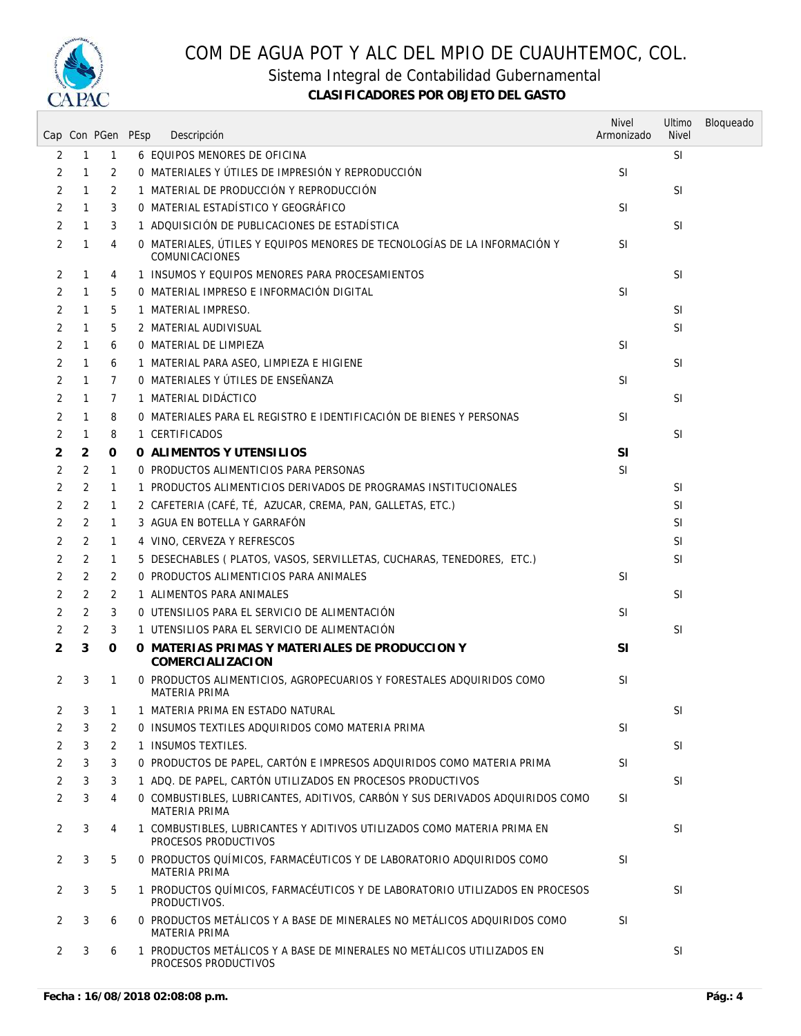# COM DE AGUA POT Y ALC DEL MPIO DE CUAUHTEMOC, COL.

## Sistema Integral de Contabilidad Gubernamental

### CLASIFICADORES POR OBJETO DEL GASTO

| Cap | Con | PGen | PEsp | Descripción | Nivel Armonizado | Ultimo Nivel | Bloqueado |
|---|---|---|---|---|---|---|---|
| 2 | 1 | 1 | 6 | EQUIPOS MENORES DE OFICINA | | SI | |
| 2 | 1 | 2 | 0 | MATERIALES Y ÚTILES DE IMPRESIÓN Y REPRODUCCIÓN | SI | | |
| 2 | 1 | 2 | 1 | MATERIAL DE PRODUCCIÓN Y REPRODUCCIÓN | | SI | |
| 2 | 1 | 3 | 0 | MATERIAL ESTADÍSTICO Y GEOGRÁFICO | SI | | |
| 2 | 1 | 3 | 1 | ADQUISICIÓN DE PUBLICACIONES DE ESTADÍSTICA | | SI | |
| 2 | 1 | 4 | 0 | MATERIALES, ÚTILES Y EQUIPOS MENORES DE TECNOLOGÍAS DE LA INFORMACIÓN Y COMUNICACIONES | SI | | |
| 2 | 1 | 4 | 1 | INSUMOS Y EQUIPOS MENORES PARA PROCESAMIENTOS | | SI | |
| 2 | 1 | 5 | 0 | MATERIAL IMPRESO E INFORMACIÓN DIGITAL | SI | | |
| 2 | 1 | 5 | 1 | MATERIAL IMPRESO. | | SI | |
| 2 | 1 | 5 | 2 | MATERIAL AUDIVISUAL | | SI | |
| 2 | 1 | 6 | 0 | MATERIAL DE LIMPIEZA | SI | | |
| 2 | 1 | 6 | 1 | MATERIAL PARA ASEO, LIMPIEZA E HIGIENE | | SI | |
| 2 | 1 | 7 | 0 | MATERIALES Y ÚTILES DE ENSEÑANZA | SI | | |
| 2 | 1 | 7 | 1 | MATERIAL DIDÁCTICO | | SI | |
| 2 | 1 | 8 | 0 | MATERIALES PARA EL REGISTRO E IDENTIFICACIÓN DE BIENES Y PERSONAS | SI | | |
| 2 | 1 | 8 | 1 | CERTIFICADOS | | SI | |
| **2** | **2** | **0** | **0** | **ALIMENTOS Y UTENSILIOS** | **SI** | | |
| 2 | 2 | 1 | 0 | PRODUCTOS ALIMENTICIOS PARA PERSONAS | SI | | |
| 2 | 2 | 1 | 1 | PRODUCTOS ALIMENTICIOS DERIVADOS DE PROGRAMAS INSTITUCIONALES | | SI | |
| 2 | 2 | 1 | 2 | CAFETERIA (CAFÉ, TÉ, AZUCAR, CREMA, PAN, GALLETAS, ETC.) | | SI | |
| 2 | 2 | 1 | 3 | AGUA EN BOTELLA Y GARRAFÓN | | SI | |
| 2 | 2 | 1 | 4 | VINO, CERVEZA Y REFRESCOS | | SI | |
| 2 | 2 | 1 | 5 | DESECHABLES ( PLATOS, VASOS, SERVILLETAS, CUCHARAS, TENEDORES, ETC.) | | SI | |
| 2 | 2 | 2 | 0 | PRODUCTOS ALIMENTICIOS PARA ANIMALES | SI | | |
| 2 | 2 | 2 | 1 | ALIMENTOS PARA ANIMALES | | SI | |
| 2 | 2 | 3 | 0 | UTENSILIOS PARA EL SERVICIO DE ALIMENTACIÓN | SI | | |
| 2 | 2 | 3 | 1 | UTENSILIOS PARA EL SERVICIO DE ALIMENTACIÓN | | SI | |
| **2** | **3** | **0** | **0** | **MATERIAS PRIMAS Y MATERIALES DE PRODUCCION Y COMERCIALIZACION** | **SI** | | |
| 2 | 3 | 1 | 0 | PRODUCTOS ALIMENTICIOS, AGROPECUARIOS Y FORESTALES ADQUIRIDOS COMO MATERIA PRIMA | SI | | |
| 2 | 3 | 1 | 1 | MATERIA PRIMA EN ESTADO NATURAL | | SI | |
| 2 | 3 | 2 | 0 | INSUMOS TEXTILES ADQUIRIDOS COMO MATERIA PRIMA | SI | | |
| 2 | 3 | 2 | 1 | INSUMOS TEXTILES. | | SI | |
| 2 | 3 | 3 | 0 | PRODUCTOS DE PAPEL, CARTÓN E IMPRESOS ADQUIRIDOS COMO MATERIA PRIMA | SI | | |
| 2 | 3 | 3 | 1 | ADQ. DE PAPEL, CARTÓN UTILIZADOS EN PROCESOS PRODUCTIVOS | | SI | |
| 2 | 3 | 4 | 0 | COMBUSTIBLES, LUBRICANTES, ADITIVOS, CARBÓN Y SUS DERIVADOS ADQUIRIDOS COMO MATERIA PRIMA | SI | | |
| 2 | 3 | 4 | 1 | COMBUSTIBLES, LUBRICANTES Y ADITIVOS UTILIZADOS COMO MATERIA PRIMA EN PROCESOS PRODUCTIVOS | | SI | |
| 2 | 3 | 5 | 0 | PRODUCTOS QUÍMICOS, FARMACÉUTICOS Y DE LABORATORIO ADQUIRIDOS COMO MATERIA PRIMA | SI | | |
| 2 | 3 | 5 | 1 | PRODUCTOS QUÍMICOS, FARMACÉUTICOS Y DE LABORATORIO UTILIZADOS EN PROCESOS PRODUCTIVOS. | | SI | |
| 2 | 3 | 6 | 0 | PRODUCTOS METÁLICOS Y A BASE DE MINERALES NO METÁLICOS ADQUIRIDOS COMO MATERIA PRIMA | SI | | |
| 2 | 3 | 6 | 1 | PRODUCTOS METÁLICOS Y A BASE DE MINERALES NO METÁLICOS UTILIZADOS EN PROCESOS PRODUCTIVOS | | SI | |

**Fecha : 16/08/2018 02:08:08 p.m.**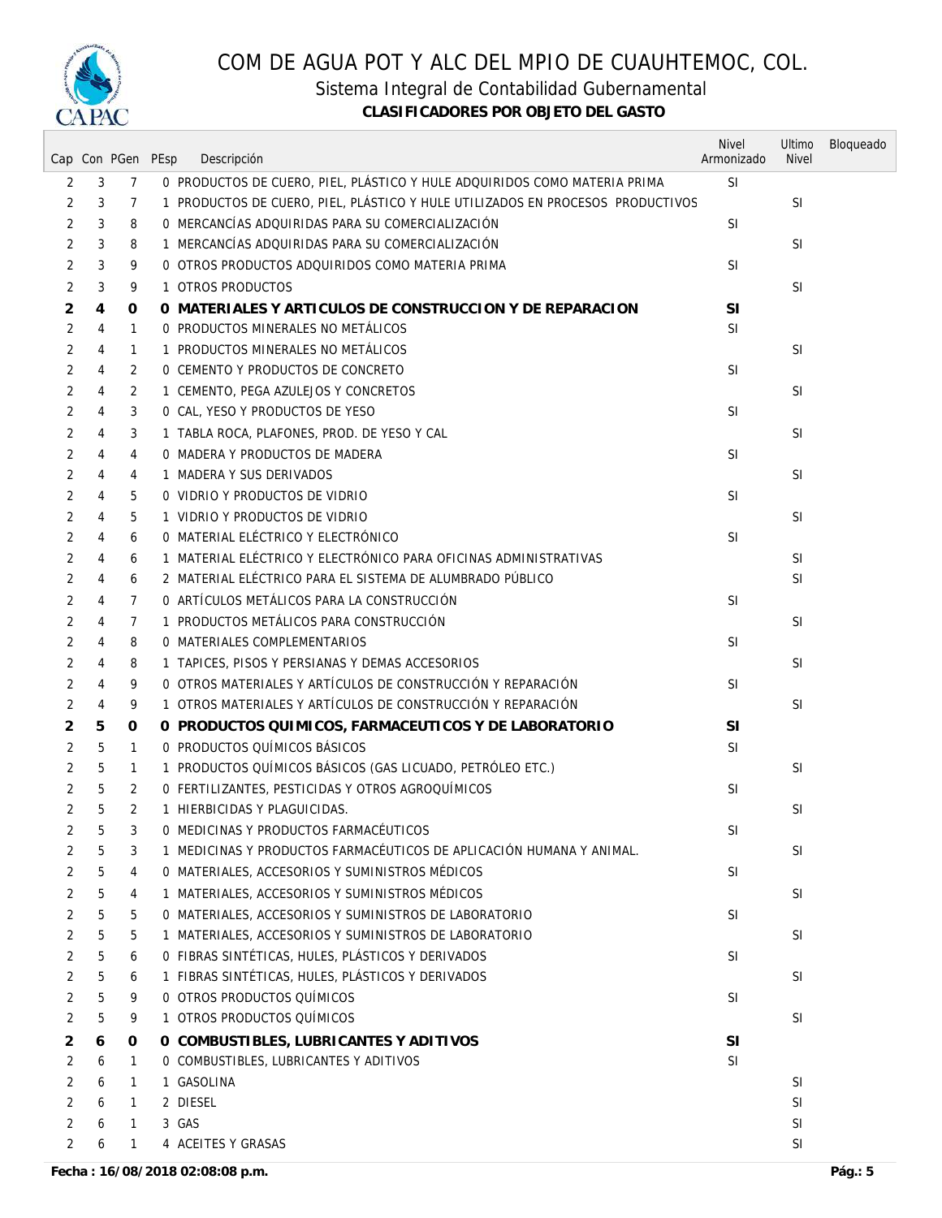# COM DE AGUA POT Y ALC DEL MPIO DE CUAUHTEMOC, COL.

## Sistema Integral de Contabilidad Gubernamental

### CLASIFICADORES POR OBJETO DEL GASTO

| Cap | Con | PGen | PEsp | Descripción | Nivel Armonizado | Ultimo Nivel | Bloqueado |
|---|---|---|---|---|---|---|---|
| 2 | 3 | 7 | 0 | PRODUCTOS DE CUERO, PIEL, PLÁSTICO Y HULE ADQUIRIDOS COMO MATERIA PRIMA | SI | | |
| 2 | 3 | 7 | 1 | PRODUCTOS DE CUERO, PIEL, PLÁSTICO Y HULE UTILIZADOS EN PROCESOS PRODUCTIVOS | | SI | |
| 2 | 3 | 8 | 0 | MERCANCÍAS ADQUIRIDAS PARA SU COMERCIALIZACIÓN | SI | | |
| 2 | 3 | 8 | 1 | MERCANCÍAS ADQUIRIDAS PARA SU COMERCIALIZACIÓN | | SI | |
| 2 | 3 | 9 | 0 | OTROS PRODUCTOS ADQUIRIDOS COMO MATERIA PRIMA | SI | | |
| 2 | 3 | 9 | 1 | OTROS PRODUCTOS | | SI | |
| **2** | **4** | **0** | **0** | **MATERIALES Y ARTICULOS DE CONSTRUCCION Y DE REPARACION** | **SI** | | |
| 2 | 4 | 1 | 0 | PRODUCTOS MINERALES NO METÁLICOS | SI | | |
| 2 | 4 | 1 | 1 | PRODUCTOS MINERALES NO METÁLICOS | | SI | |
| 2 | 4 | 2 | 0 | CEMENTO Y PRODUCTOS DE CONCRETO | SI | | |
| 2 | 4 | 2 | 1 | CEMENTO, PEGA AZULEJOS Y CONCRETOS | | SI | |
| 2 | 4 | 3 | 0 | CAL, YESO Y PRODUCTOS DE YESO | SI | | |
| 2 | 4 | 3 | 1 | TABLA ROCA, PLAFONES, PROD. DE YESO Y CAL | | SI | |
| 2 | 4 | 4 | 0 | MADERA Y PRODUCTOS DE MADERA | SI | | |
| 2 | 4 | 4 | 1 | MADERA Y SUS DERIVADOS | | SI | |
| 2 | 4 | 5 | 0 | VIDRIO Y PRODUCTOS DE VIDRIO | SI | | |
| 2 | 4 | 5 | 1 | VIDRIO Y PRODUCTOS DE VIDRIO | | SI | |
| 2 | 4 | 6 | 0 | MATERIAL ELÉCTRICO Y ELECTRÓNICO | SI | | |
| 2 | 4 | 6 | 1 | MATERIAL ELÉCTRICO Y ELECTRÓNICO PARA OFICINAS ADMINISTRATIVAS | | SI | |
| 2 | 4 | 6 | 2 | MATERIAL ELÉCTRICO PARA EL SISTEMA DE ALUMBRADO PÚBLICO | | SI | |
| 2 | 4 | 7 | 0 | ARTÍCULOS METÁLICOS PARA LA CONSTRUCCIÓN | SI | | |
| 2 | 4 | 7 | 1 | PRODUCTOS METÁLICOS PARA CONSTRUCCIÓN | | SI | |
| 2 | 4 | 8 | 0 | MATERIALES COMPLEMENTARIOS | SI | | |
| 2 | 4 | 8 | 1 | TAPICES, PISOS Y PERSIANAS Y DEMAS ACCESORIOS | | SI | |
| 2 | 4 | 9 | 0 | OTROS MATERIALES Y ARTÍCULOS DE CONSTRUCCIÓN Y REPARACIÓN | SI | | |
| 2 | 4 | 9 | 1 | OTROS MATERIALES Y ARTÍCULOS DE CONSTRUCCIÓN Y REPARACIÓN | | SI | |
| **2** | **5** | **0** | **0** | **PRODUCTOS QUIMICOS, FARMACEUTICOS Y DE LABORATORIO** | **SI** | | |
| 2 | 5 | 1 | 0 | PRODUCTOS QUÍMICOS BÁSICOS | SI | | |
| 2 | 5 | 1 | 1 | PRODUCTOS QUÍMICOS BÁSICOS (GAS LICUADO, PETRÓLEO ETC.) | | SI | |
| 2 | 5 | 2 | 0 | FERTILIZANTES, PESTICIDAS Y OTROS AGROQUÍMICOS | SI | | |
| 2 | 5 | 2 | 1 | HIERBICIDAS Y PLAGUICIDAS. | | SI | |
| 2 | 5 | 3 | 0 | MEDICINAS Y PRODUCTOS FARMACÉUTICOS | SI | | |
| 2 | 5 | 3 | 1 | MEDICINAS Y PRODUCTOS FARMACÉUTICOS DE APLICACIÓN HUMANA Y ANIMAL. | | SI | |
| 2 | 5 | 4 | 0 | MATERIALES, ACCESORIOS Y SUMINISTROS MÉDICOS | SI | | |
| 2 | 5 | 4 | 1 | MATERIALES, ACCESORIOS Y SUMINISTROS MÉDICOS | | SI | |
| 2 | 5 | 5 | 0 | MATERIALES, ACCESORIOS Y SUMINISTROS DE LABORATORIO | SI | | |
| 2 | 5 | 5 | 1 | MATERIALES, ACCESORIOS Y SUMINISTROS DE LABORATORIO | | SI | |
| 2 | 5 | 6 | 0 | FIBRAS SINTÉTICAS, HULES, PLÁSTICOS Y DERIVADOS | SI | | |
| 2 | 5 | 6 | 1 | FIBRAS SINTÉTICAS, HULES, PLÁSTICOS Y DERIVADOS | | SI | |
| 2 | 5 | 9 | 0 | OTROS PRODUCTOS QUÍMICOS | SI | | |
| 2 | 5 | 9 | 1 | OTROS PRODUCTOS QUÍMICOS | | SI | |
| **2** | **6** | **0** | **0** | **COMBUSTIBLES, LUBRICANTES Y ADITIVOS** | **SI** | | |
| 2 | 6 | 1 | 0 | COMBUSTIBLES, LUBRICANTES Y ADITIVOS | SI | | |
| 2 | 6 | 1 | 1 | GASOLINA | | SI | |
| 2 | 6 | 1 | 2 | DIESEL | | SI | |
| 2 | 6 | 1 | 3 | GAS | | SI | |
| 2 | 6 | 1 | 4 | ACEITES Y GRASAS | | SI | |

**Fecha : 16/08/2018 02:08:08 p.m.**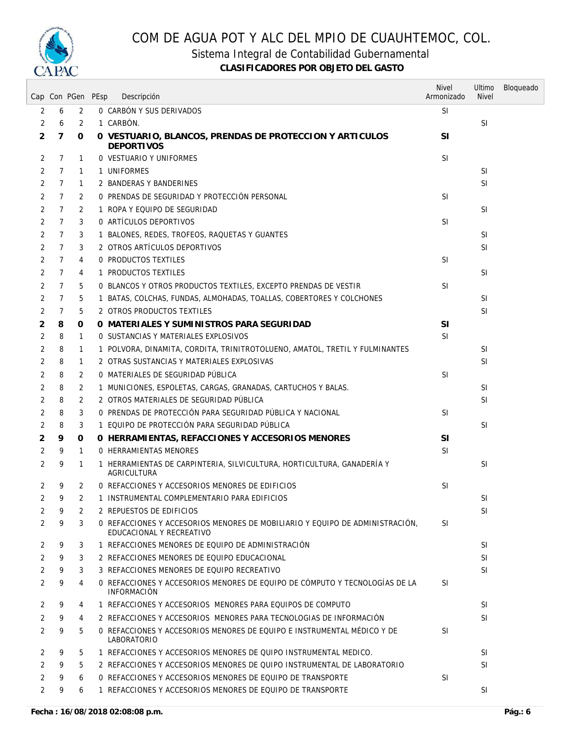# COM DE AGUA POT Y ALC DEL MPIO DE CUAUHTEMOC, COL.

## Sistema Integral de Contabilidad Gubernamental

### CLASIFICADORES POR OBJETO DEL GASTO

| Cap | Con | PGen | PEsp | Descripción | Nivel Armonizado | Ultimo Nivel | Bloqueado |
|---|---|---|---|---|---|---|---|
| 2 | 6 | 2 | 0 | CARBÓN Y SUS DERIVADOS | SI | | |
| 2 | 6 | 2 | 1 | CARBÓN. | | SI | |
| **2** | **7** | **0** | **0** | **VESTUARIO, BLANCOS, PRENDAS DE PROTECCION Y ARTICULOS DEPORTIVOS** | **SI** | | |
| 2 | 7 | 1 | 0 | VESTUARIO Y UNIFORMES | SI | | |
| 2 | 7 | 1 | 1 | UNIFORMES | | SI | |
| 2 | 7 | 1 | 2 | BANDERAS Y BANDERINES | | SI | |
| 2 | 7 | 2 | 0 | PRENDAS DE SEGURIDAD Y PROTECCIÓN PERSONAL | SI | | |
| 2 | 7 | 2 | 1 | ROPA Y EQUIPO DE SEGURIDAD | | SI | |
| 2 | 7 | 3 | 0 | ARTÍCULOS DEPORTIVOS | SI | | |
| 2 | 7 | 3 | 1 | BALONES, REDES, TROFEOS, RAQUETAS Y GUANTES | | SI | |
| 2 | 7 | 3 | 2 | OTROS ARTÍCULOS DEPORTIVOS | | SI | |
| 2 | 7 | 4 | 0 | PRODUCTOS TEXTILES | SI | | |
| 2 | 7 | 4 | 1 | PRODUCTOS TEXTILES | | SI | |
| 2 | 7 | 5 | 0 | BLANCOS Y OTROS PRODUCTOS TEXTILES, EXCEPTO PRENDAS DE VESTIR | SI | | |
| 2 | 7 | 5 | 1 | BATAS, COLCHAS, FUNDAS, ALMOHADAS, TOALLAS, COBERTORES Y COLCHONES | | SI | |
| 2 | 7 | 5 | 2 | OTROS PRODUCTOS TEXTILES | | SI | |
| **2** | **8** | **0** | **0** | **MATERIALES Y SUMINISTROS PARA SEGURIDAD** | **SI** | | |
| 2 | 8 | 1 | 0 | SUSTANCIAS Y MATERIALES EXPLOSIVOS | SI | | |
| 2 | 8 | 1 | 1 | POLVORA, DINAMITA, CORDITA, TRINITROTOLUENO, AMATOL, TRETIL Y FULMINANTES | | SI | |
| 2 | 8 | 1 | 2 | OTRAS SUSTANCIAS Y MATERIALES EXPLOSIVAS | | SI | |
| 2 | 8 | 2 | 0 | MATERIALES DE SEGURIDAD PÚBLICA | SI | | |
| 2 | 8 | 2 | 1 | MUNICIONES, ESPOLETAS, CARGAS, GRANADAS, CARTUCHOS Y BALAS. | | SI | |
| 2 | 8 | 2 | 2 | OTROS MATERIALES DE SEGURIDAD PÚBLICA | | SI | |
| 2 | 8 | 3 | 0 | PRENDAS DE PROTECCIÓN PARA SEGURIDAD PÚBLICA Y NACIONAL | SI | | |
| 2 | 8 | 3 | 1 | EQUIPO DE PROTECCIÓN PARA SEGURIDAD PÚBLICA | | SI | |
| **2** | **9** | **0** | **0** | **HERRAMIENTAS, REFACCIONES Y ACCESORIOS MENORES** | **SI** | | |
| 2 | 9 | 1 | 0 | HERRAMIENTAS MENORES | SI | | |
| 2 | 9 | 1 | 1 | HERRAMIENTAS DE CARPINTERIA, SILVICULTURA, HORTICULTURA, GANADERÍA Y AGRICULTURA | | SI | |
| 2 | 9 | 2 | 0 | REFACCIONES Y ACCESORIOS MENORES DE EDIFICIOS | SI | | |
| 2 | 9 | 2 | 1 | INSTRUMENTAL COMPLEMENTARIO PARA EDIFICIOS | | SI | |
| 2 | 9 | 2 | 2 | REPUESTOS DE EDIFICIOS | | SI | |
| 2 | 9 | 3 | 0 | REFACCIONES Y ACCESORIOS MENORES DE MOBILIARIO Y EQUIPO DE ADMINISTRACIÓN, EDUCACIONAL Y RECREATIVO | SI | | |
| 2 | 9 | 3 | 1 | REFACCIONES MENORES DE EQUIPO DE ADMINISTRACIÓN | | SI | |
| 2 | 9 | 3 | 2 | REFACCIONES MENORES DE EQUIPO EDUCACIONAL | | SI | |
| 2 | 9 | 3 | 3 | REFACCIONES MENORES DE EQUIPO RECREATIVO | | SI | |
| 2 | 9 | 4 | 0 | REFACCIONES Y ACCESORIOS MENORES DE EQUIPO DE CÓMPUTO Y TECNOLOGÍAS DE LA INFORMACIÓN | SI | | |
| 2 | 9 | 4 | 1 | REFACCIONES Y ACCESORIOS MENORES PARA EQUIPOS DE COMPUTO | | SI | |
| 2 | 9 | 4 | 2 | REFACCIONES Y ACCESORIOS MENORES PARA TECNOLOGIAS DE INFORMACIÓN | | SI | |
| 2 | 9 | 5 | 0 | REFACCIONES Y ACCESORIOS MENORES DE EQUIPO E INSTRUMENTAL MÉDICO Y DE LABORATORIO | SI | | |
| 2 | 9 | 5 | 1 | REFACCIONES Y ACCESORIOS MENORES DE QUIPO INSTRUMENTAL MEDICO. | | SI | |
| 2 | 9 | 5 | 2 | REFACCIONES Y ACCESORIOS MENORES DE QUIPO INSTRUMENTAL DE LABORATORIO | | SI | |
| 2 | 9 | 6 | 0 | REFACCIONES Y ACCESORIOS MENORES DE EQUIPO DE TRANSPORTE | SI | | |
| 2 | 9 | 6 | 1 | REFACCIONES Y ACCESORIOS MENORES DE EQUIPO DE TRANSPORTE | | SI | |

**Fecha : 16/08/2018 02:08:08 p.m.**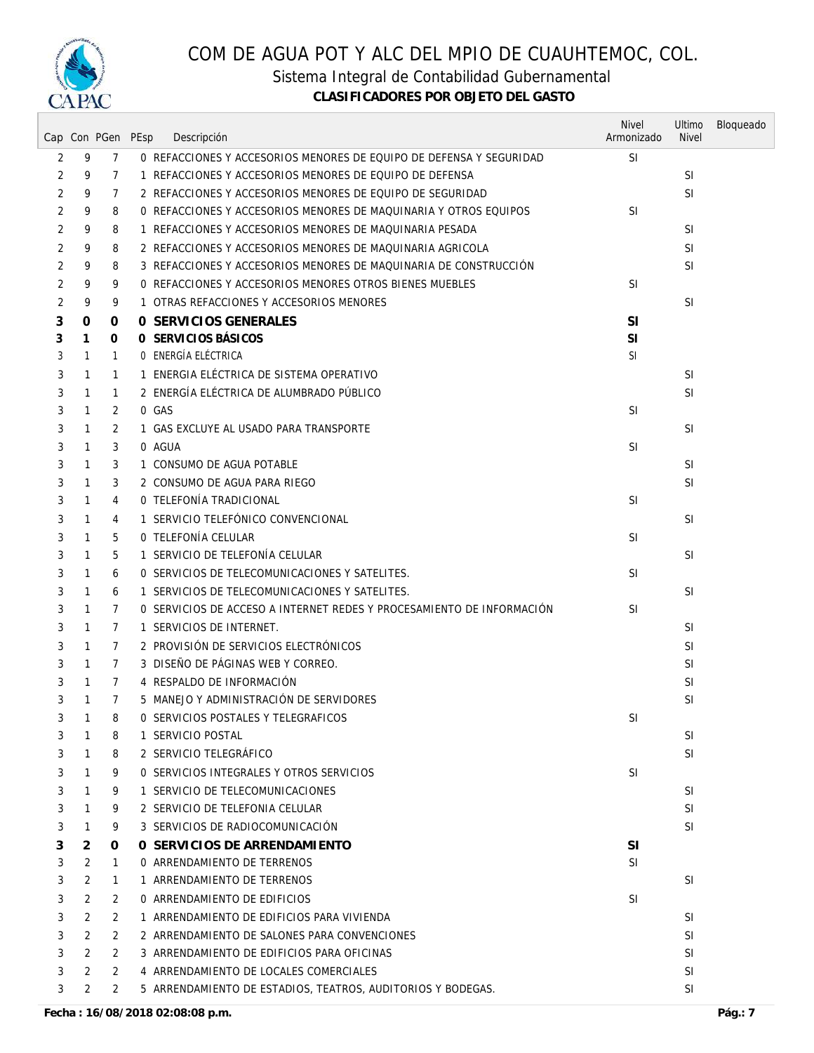# COM DE AGUA POT Y ALC DEL MPIO DE CUAUHTEMOC, COL.

## Sistema Integral de Contabilidad Gubernamental

### CLASIFICADORES POR OBJETO DEL GASTO

| Cap | Con | PGen | PEsp | Descripción | Nivel Armonizado | Ultimo Nivel | Bloqueado |
|---|---|---|---|---|---|---|---|
| 2 | 9 | 7 | 0 | REFACCIONES Y ACCESORIOS MENORES DE EQUIPO DE DEFENSA Y SEGURIDAD | SI | | |
| 2 | 9 | 7 | 1 | REFACCIONES Y ACCESORIOS MENORES DE EQUIPO DE DEFENSA | | SI | |
| 2 | 9 | 7 | 2 | REFACCIONES Y ACCESORIOS MENORES DE EQUIPO DE SEGURIDAD | | SI | |
| 2 | 9 | 8 | 0 | REFACCIONES Y ACCESORIOS MENORES DE MAQUINARIA Y OTROS EQUIPOS | SI | | |
| 2 | 9 | 8 | 1 | REFACCIONES Y ACCESORIOS MENORES DE MAQUINARIA PESADA | | SI | |
| 2 | 9 | 8 | 2 | REFACCIONES Y ACCESORIOS MENORES DE MAQUINARIA AGRICOLA | | SI | |
| 2 | 9 | 8 | 3 | REFACCIONES Y ACCESORIOS MENORES DE MAQUINARIA DE CONSTRUCCIÓN | | SI | |
| 2 | 9 | 9 | 0 | REFACCIONES Y ACCESORIOS MENORES OTROS BIENES MUEBLES | SI | | |
| 2 | 9 | 9 | 1 | OTRAS REFACCIONES Y ACCESORIOS MENORES | | SI | |
| **3** | **0** | **0** | **0** | **SERVICIOS GENERALES** | **SI** | | |
| **3** | **1** | **0** | **0** | **SERVICIOS BÁSICOS** | **SI** | | |
| 3 | 1 | 1 | 0 | ENERGÍA ELÉCTRICA | SI | | |
| 3 | 1 | 1 | 1 | ENERGIA ELÉCTRICA DE SISTEMA OPERATIVO | | SI | |
| 3 | 1 | 1 | 2 | ENERGÍA ELÉCTRICA DE ALUMBRADO PÚBLICO | | SI | |
| 3 | 1 | 2 | 0 | GAS | SI | | |
| 3 | 1 | 2 | 1 | GAS EXCLUYE AL USADO PARA TRANSPORTE | | SI | |
| 3 | 1 | 3 | 0 | AGUA | SI | | |
| 3 | 1 | 3 | 1 | CONSUMO DE AGUA POTABLE | | SI | |
| 3 | 1 | 3 | 2 | CONSUMO DE AGUA PARA RIEGO | | SI | |
| 3 | 1 | 4 | 0 | TELEFONÍA TRADICIONAL | SI | | |
| 3 | 1 | 4 | 1 | SERVICIO TELEFÓNICO CONVENCIONAL | | SI | |
| 3 | 1 | 5 | 0 | TELEFONÍA CELULAR | SI | | |
| 3 | 1 | 5 | 1 | SERVICIO DE TELEFONÍA CELULAR | | SI | |
| 3 | 1 | 6 | 0 | SERVICIOS DE TELECOMUNICACIONES Y SATELITES. | SI | | |
| 3 | 1 | 6 | 1 | SERVICIOS DE TELECOMUNICACIONES Y SATELITES. | | SI | |
| 3 | 1 | 7 | 0 | SERVICIOS DE ACCESO A INTERNET REDES Y PROCESAMIENTO DE INFORMACIÓN | SI | | |
| 3 | 1 | 7 | 1 | SERVICIOS DE INTERNET. | | SI | |
| 3 | 1 | 7 | 2 | PROVISIÓN DE SERVICIOS ELECTRÓNICOS | | SI | |
| 3 | 1 | 7 | 3 | DISEÑO DE PÁGINAS WEB Y CORREO. | | SI | |
| 3 | 1 | 7 | 4 | RESPALDO DE INFORMACIÓN | | SI | |
| 3 | 1 | 7 | 5 | MANEJO Y ADMINISTRACIÓN DE SERVIDORES | | SI | |
| 3 | 1 | 8 | 0 | SERVICIOS POSTALES Y TELEGRAFICOS | SI | | |
| 3 | 1 | 8 | 1 | SERVICIO POSTAL | | SI | |
| 3 | 1 | 8 | 2 | SERVICIO TELEGRÁFICO | | SI | |
| 3 | 1 | 9 | 0 | SERVICIOS INTEGRALES Y OTROS SERVICIOS | SI | | |
| 3 | 1 | 9 | 1 | SERVICIO DE TELECOMUNICACIONES | | SI | |
| 3 | 1 | 9 | 2 | SERVICIO DE TELEFONIA CELULAR | | SI | |
| 3 | 1 | 9 | 3 | SERVICIOS DE RADIOCOMUNICACIÓN | | SI | |
| **3** | **2** | **0** | **0** | **SERVICIOS DE ARRENDAMIENTO** | **SI** | | |
| 3 | 2 | 1 | 0 | ARRENDAMIENTO DE TERRENOS | SI | | |
| 3 | 2 | 1 | 1 | ARRENDAMIENTO DE TERRENOS | | SI | |
| 3 | 2 | 2 | 0 | ARRENDAMIENTO DE EDIFICIOS | SI | | |
| 3 | 2 | 2 | 1 | ARRENDAMIENTO DE EDIFICIOS PARA VIVIENDA | | SI | |
| 3 | 2 | 2 | 2 | ARRENDAMIENTO DE SALONES PARA CONVENCIONES | | SI | |
| 3 | 2 | 2 | 3 | ARRENDAMIENTO DE EDIFICIOS PARA OFICINAS | | SI | |
| 3 | 2 | 2 | 4 | ARRENDAMIENTO DE LOCALES COMERCIALES | | SI | |
| 3 | 2 | 2 | 5 | ARRENDAMIENTO DE ESTADIOS, TEATROS, AUDITORIOS Y BODEGAS. | | SI | |

**Fecha : 16/08/2018 02:08:08 p.m.**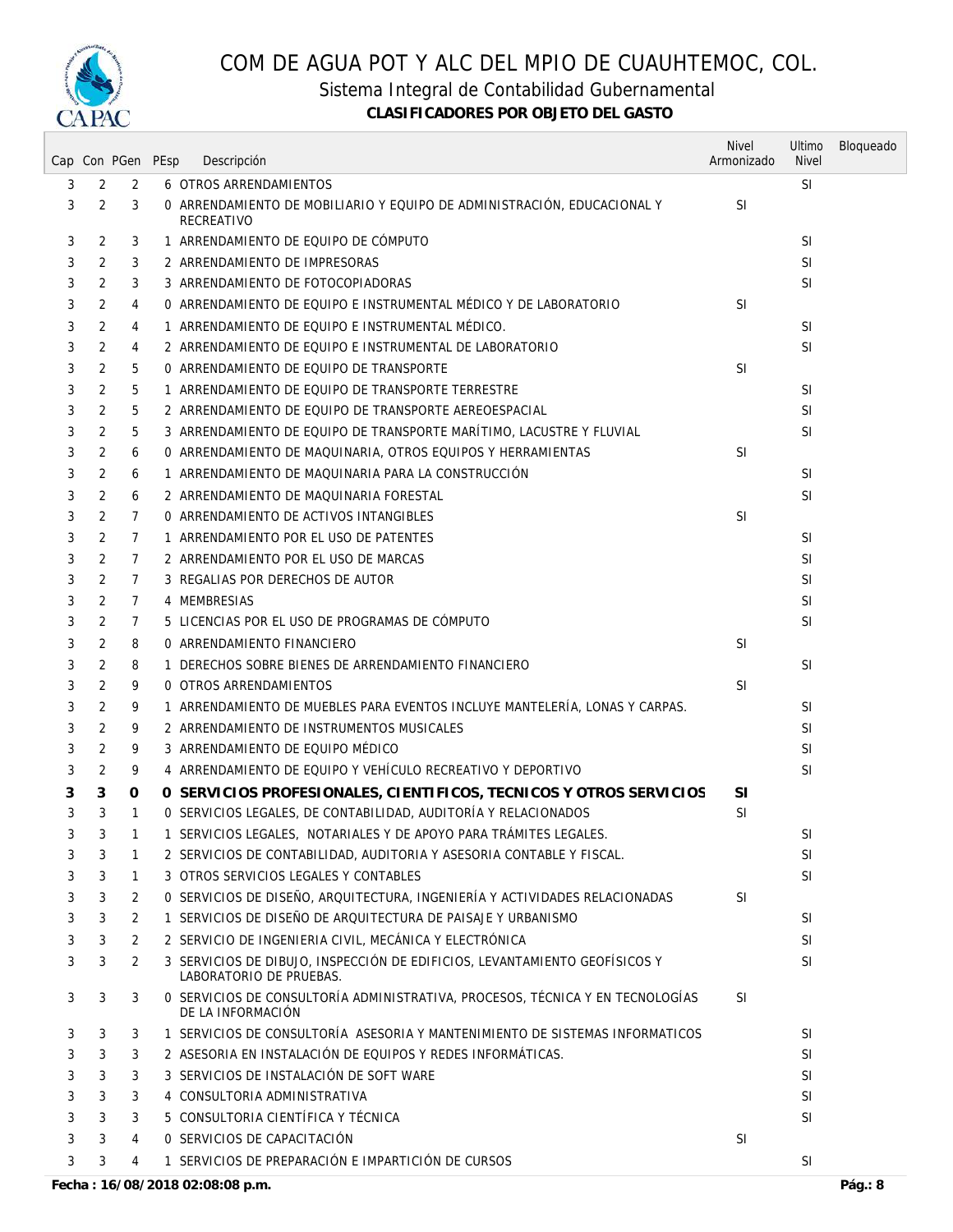# COM DE AGUA POT Y ALC DEL MPIO DE CUAUHTEMOC, COL.

## Sistema Integral de Contabilidad Gubernamental

**CLASIFICADORES POR OBJETO DEL GASTO**

| Cap | Con | PGen | PEsp | Descripción | Nivel Armonizado | Ultimo Nivel | Bloqueado |
|---|---|---|---|---|---|---|---|
| 3 | 2 | 2 | 6 | OTROS ARRENDAMIENTOS | | SI | |
| 3 | 2 | 3 | 0 | ARRENDAMIENTO DE MOBILIARIO Y EQUIPO DE ADMINISTRACIÓN, EDUCACIONAL Y RECREATIVO | SI | | |
| 3 | 2 | 3 | 1 | ARRENDAMIENTO DE EQUIPO DE CÓMPUTO | | SI | |
| 3 | 2 | 3 | 2 | ARRENDAMIENTO DE IMPRESORAS | | SI | |
| 3 | 2 | 3 | 3 | ARRENDAMIENTO DE FOTOCOPIADORAS | | SI | |
| 3 | 2 | 4 | 0 | ARRENDAMIENTO DE EQUIPO E INSTRUMENTAL MÉDICO Y DE LABORATORIO | SI | | |
| 3 | 2 | 4 | 1 | ARRENDAMIENTO DE EQUIPO E INSTRUMENTAL MÉDICO. | | SI | |
| 3 | 2 | 4 | 2 | ARRENDAMIENTO DE EQUIPO E INSTRUMENTAL DE LABORATORIO | | SI | |
| 3 | 2 | 5 | 0 | ARRENDAMIENTO DE EQUIPO DE TRANSPORTE | SI | | |
| 3 | 2 | 5 | 1 | ARRENDAMIENTO DE EQUIPO DE TRANSPORTE TERRESTRE | | SI | |
| 3 | 2 | 5 | 2 | ARRENDAMIENTO DE EQUIPO DE TRANSPORTE AEREOESPACIAL | | SI | |
| 3 | 2 | 5 | 3 | ARRENDAMIENTO DE EQUIPO DE TRANSPORTE MARÍTIMO, LACUSTRE Y FLUVIAL | | SI | |
| 3 | 2 | 6 | 0 | ARRENDAMIENTO DE MAQUINARIA, OTROS EQUIPOS Y HERRAMIENTAS | SI | | |
| 3 | 2 | 6 | 1 | ARRENDAMIENTO DE MAQUINARIA PARA LA CONSTRUCCIÓN | | SI | |
| 3 | 2 | 6 | 2 | ARRENDAMIENTO DE MAQUINARIA FORESTAL | | SI | |
| 3 | 2 | 7 | 0 | ARRENDAMIENTO DE ACTIVOS INTANGIBLES | SI | | |
| 3 | 2 | 7 | 1 | ARRENDAMIENTO POR EL USO DE PATENTES | | SI | |
| 3 | 2 | 7 | 2 | ARRENDAMIENTO POR EL USO DE MARCAS | | SI | |
| 3 | 2 | 7 | 3 | REGALIAS POR DERECHOS DE AUTOR | | SI | |
| 3 | 2 | 7 | 4 | MEMBRESIAS | | SI | |
| 3 | 2 | 7 | 5 | LICENCIAS POR EL USO DE PROGRAMAS DE CÓMPUTO | | SI | |
| 3 | 2 | 8 | 0 | ARRENDAMIENTO FINANCIERO | SI | | |
| 3 | 2 | 8 | 1 | DERECHOS SOBRE BIENES DE ARRENDAMIENTO FINANCIERO | | SI | |
| 3 | 2 | 9 | 0 | OTROS ARRENDAMIENTOS | SI | | |
| 3 | 2 | 9 | 1 | ARRENDAMIENTO DE MUEBLES PARA EVENTOS INCLUYE MANTELERÍA, LONAS Y CARPAS. | | SI | |
| 3 | 2 | 9 | 2 | ARRENDAMIENTO DE INSTRUMENTOS MUSICALES | | SI | |
| 3 | 2 | 9 | 3 | ARRENDAMIENTO DE EQUIPO MÉDICO | | SI | |
| 3 | 2 | 9 | 4 | ARRENDAMIENTO DE EQUIPO Y VEHÍCULO RECREATIVO Y DEPORTIVO | | SI | |
| **3** | **3** | **0** | **0** | **SERVICIOS PROFESIONALES, CIENTIFICOS, TECNICOS Y OTROS SERVICIOS** | **SI** | | |
| 3 | 3 | 1 | 0 | SERVICIOS LEGALES, DE CONTABILIDAD, AUDITORÍA Y RELACIONADOS | SI | | |
| 3 | 3 | 1 | 1 | SERVICIOS LEGALES, NOTARIALES Y DE APOYO PARA TRÁMITES LEGALES. | | SI | |
| 3 | 3 | 1 | 2 | SERVICIOS DE CONTABILIDAD, AUDITORIA Y ASESORIA CONTABLE Y FISCAL. | | SI | |
| 3 | 3 | 1 | 3 | OTROS SERVICIOS LEGALES Y CONTABLES | | SI | |
| 3 | 3 | 2 | 0 | SERVICIOS DE DISEÑO, ARQUITECTURA, INGENIERÍA Y ACTIVIDADES RELACIONADAS | SI | | |
| 3 | 3 | 2 | 1 | SERVICIOS DE DISEÑO DE ARQUITECTURA DE PAISAJE Y URBANISMO | | SI | |
| 3 | 3 | 2 | 2 | SERVICIO DE INGENIERIA CIVIL, MECÁNICA Y ELECTRÓNICA | | SI | |
| 3 | 3 | 2 | 3 | SERVICIOS DE DIBUJO, INSPECCIÓN DE EDIFICIOS, LEVANTAMIENTO GEOFÍSICOS Y LABORATORIO DE PRUEBAS. | | SI | |
| 3 | 3 | 3 | 0 | SERVICIOS DE CONSULTORÍA ADMINISTRATIVA, PROCESOS, TÉCNICA Y EN TECNOLOGÍAS DE LA INFORMACIÓN | SI | | |
| 3 | 3 | 3 | 1 | SERVICIOS DE CONSULTORÍA ASESORIA Y MANTENIMIENTO DE SISTEMAS INFORMATICOS | | SI | |
| 3 | 3 | 3 | 2 | ASESORIA EN INSTALACIÓN DE EQUIPOS Y REDES INFORMÁTICAS. | | SI | |
| 3 | 3 | 3 | 3 | SERVICIOS DE INSTALACIÓN DE SOFT WARE | | SI | |
| 3 | 3 | 3 | 4 | CONSULTORIA ADMINISTRATIVA | | SI | |
| 3 | 3 | 3 | 5 | CONSULTORIA CIENTÍFICA Y TÉCNICA | | SI | |
| 3 | 3 | 4 | 0 | SERVICIOS DE CAPACITACIÓN | SI | | |
| 3 | 3 | 4 | 1 | SERVICIOS DE PREPARACIÓN E IMPARTICIÓN DE CURSOS | | SI | |

**Fecha : 16/08/2018 02:08:08 p.m.**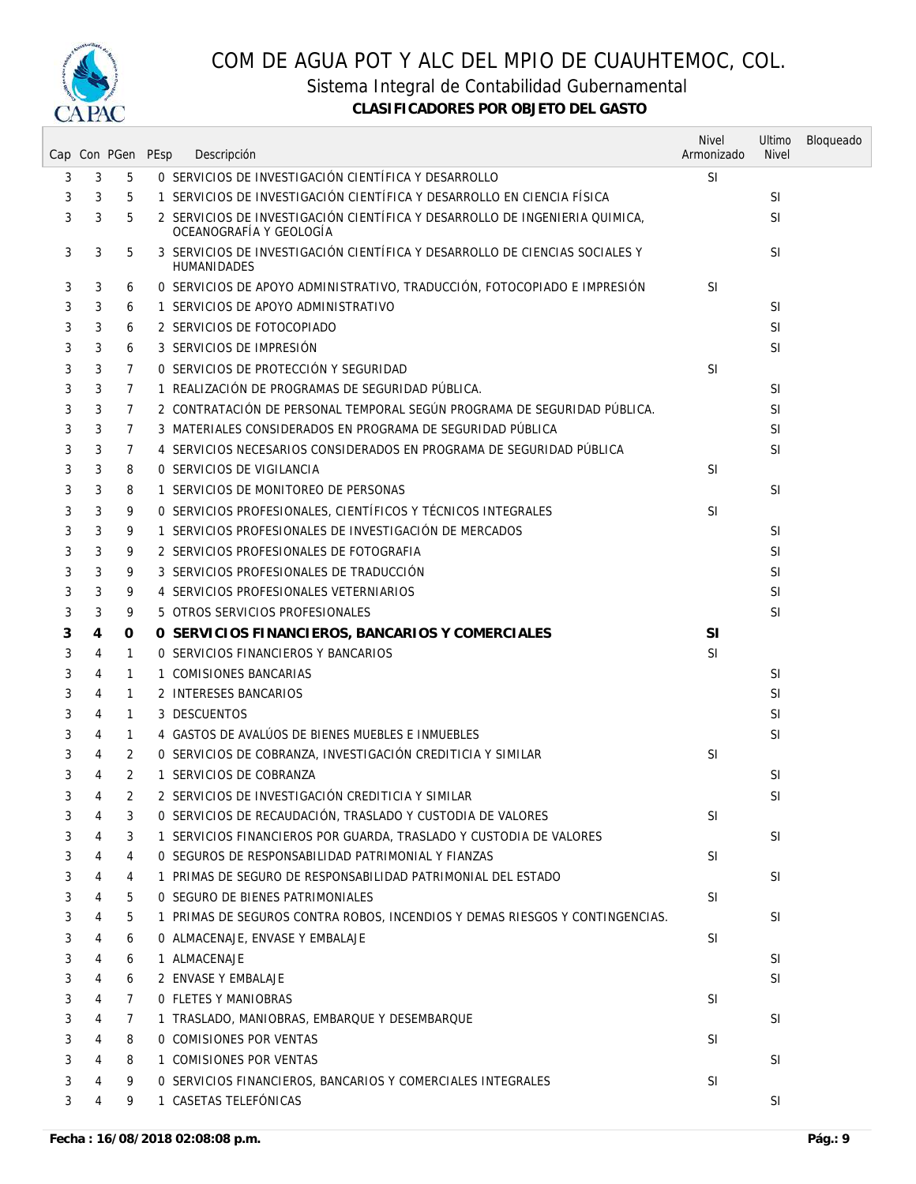# COM DE AGUA POT Y ALC DEL MPIO DE CUAUHTEMOC, COL.

## Sistema Integral de Contabilidad Gubernamental

### CLASIFICADORES POR OBJETO DEL GASTO

| Cap | Con | PGen | PEsp | Descripción | Nivel Armonizado | Ultimo Nivel | Bloqueado |
|---|---|---|---|---|---|---|---|
| 3 | 3 | 5 | 0 | SERVICIOS DE INVESTIGACIÓN CIENTÍFICA Y DESARROLLO | SI | | |
| 3 | 3 | 5 | 1 | SERVICIOS DE INVESTIGACIÓN CIENTÍFICA Y DESARROLLO EN CIENCIA FÍSICA | | SI | |
| 3 | 3 | 5 | 2 | SERVICIOS DE INVESTIGACIÓN CIENTÍFICA Y DESARROLLO DE INGENIERIA QUIMICA, OCEANOGRAFÍA Y GEOLOGÍA | | SI | |
| 3 | 3 | 5 | 3 | SERVICIOS DE INVESTIGACIÓN CIENTÍFICA Y DESARROLLO DE CIENCIAS SOCIALES Y HUMANIDADES | | SI | |
| 3 | 3 | 6 | 0 | SERVICIOS DE APOYO ADMINISTRATIVO, TRADUCCIÓN, FOTOCOPIADO E IMPRESIÓN | SI | | |
| 3 | 3 | 6 | 1 | SERVICIOS DE APOYO ADMINISTRATIVO | | SI | |
| 3 | 3 | 6 | 2 | SERVICIOS DE FOTOCOPIADO | | SI | |
| 3 | 3 | 6 | 3 | SERVICIOS DE IMPRESIÓN | | SI | |
| 3 | 3 | 7 | 0 | SERVICIOS DE PROTECCIÓN Y SEGURIDAD | SI | | |
| 3 | 3 | 7 | 1 | REALIZACIÓN DE PROGRAMAS DE SEGURIDAD PÚBLICA. | | SI | |
| 3 | 3 | 7 | 2 | CONTRATACIÓN DE PERSONAL TEMPORAL SEGÚN PROGRAMA DE SEGURIDAD PÚBLICA. | | SI | |
| 3 | 3 | 7 | 3 | MATERIALES CONSIDERADOS EN PROGRAMA DE SEGURIDAD PÚBLICA | | SI | |
| 3 | 3 | 7 | 4 | SERVICIOS NECESARIOS CONSIDERADOS EN PROGRAMA DE SEGURIDAD PÚBLICA | | SI | |
| 3 | 3 | 8 | 0 | SERVICIOS DE VIGILANCIA | SI | | |
| 3 | 3 | 8 | 1 | SERVICIOS DE MONITOREO DE PERSONAS | | SI | |
| 3 | 3 | 9 | 0 | SERVICIOS PROFESIONALES, CIENTÍFICOS Y TÉCNICOS INTEGRALES | SI | | |
| 3 | 3 | 9 | 1 | SERVICIOS PROFESIONALES DE INVESTIGACIÓN DE MERCADOS | | SI | |
| 3 | 3 | 9 | 2 | SERVICIOS PROFESIONALES DE FOTOGRAFIA | | SI | |
| 3 | 3 | 9 | 3 | SERVICIOS PROFESIONALES DE TRADUCCIÓN | | SI | |
| 3 | 3 | 9 | 4 | SERVICIOS PROFESIONALES VETERNIARIOS | | SI | |
| 3 | 3 | 9 | 5 | OTROS SERVICIOS PROFESIONALES | | SI | |
| **3** | **4** | **0** | **0** | **SERVICIOS FINANCIEROS, BANCARIOS Y COMERCIALES** | **SI** | | |
| 3 | 4 | 1 | 0 | SERVICIOS FINANCIEROS Y BANCARIOS | SI | | |
| 3 | 4 | 1 | 1 | COMISIONES BANCARIAS | | SI | |
| 3 | 4 | 1 | 2 | INTERESES BANCARIOS | | SI | |
| 3 | 4 | 1 | 3 | DESCUENTOS | | SI | |
| 3 | 4 | 1 | 4 | GASTOS DE AVALÚOS DE BIENES MUEBLES E INMUEBLES | | SI | |
| 3 | 4 | 2 | 0 | SERVICIOS DE COBRANZA, INVESTIGACIÓN CREDITICIA Y SIMILAR | SI | | |
| 3 | 4 | 2 | 1 | SERVICIOS DE COBRANZA | | SI | |
| 3 | 4 | 2 | 2 | SERVICIOS DE INVESTIGACIÓN CREDITICIA Y SIMILAR | | SI | |
| 3 | 4 | 3 | 0 | SERVICIOS DE RECAUDACIÓN, TRASLADO Y CUSTODIA DE VALORES | SI | | |
| 3 | 4 | 3 | 1 | SERVICIOS FINANCIEROS POR GUARDA, TRASLADO Y CUSTODIA DE VALORES | | SI | |
| 3 | 4 | 4 | 0 | SEGUROS DE RESPONSABILIDAD PATRIMONIAL Y FIANZAS | SI | | |
| 3 | 4 | 4 | 1 | PRIMAS DE SEGURO DE RESPONSABILIDAD PATRIMONIAL DEL ESTADO | | SI | |
| 3 | 4 | 5 | 0 | SEGURO DE BIENES PATRIMONIALES | SI | | |
| 3 | 4 | 5 | 1 | PRIMAS DE SEGUROS CONTRA ROBOS, INCENDIOS Y DEMAS RIESGOS Y CONTINGENCIAS. | | SI | |
| 3 | 4 | 6 | 0 | ALMACENAJE, ENVASE Y EMBALAJE | SI | | |
| 3 | 4 | 6 | 1 | ALMACENAJE | | SI | |
| 3 | 4 | 6 | 2 | ENVASE Y EMBALAJE | | SI | |
| 3 | 4 | 7 | 0 | FLETES Y MANIOBRAS | SI | | |
| 3 | 4 | 7 | 1 | TRASLADO, MANIOBRAS, EMBARQUE Y DESEMBARQUE | | SI | |
| 3 | 4 | 8 | 0 | COMISIONES POR VENTAS | SI | | |
| 3 | 4 | 8 | 1 | COMISIONES POR VENTAS | | SI | |
| 3 | 4 | 9 | 0 | SERVICIOS FINANCIEROS, BANCARIOS Y COMERCIALES INTEGRALES | SI | | |
| 3 | 4 | 9 | 1 | CASETAS TELEFÓNICAS | | SI | |

**Fecha : 16/08/2018 02:08:08 p.m.**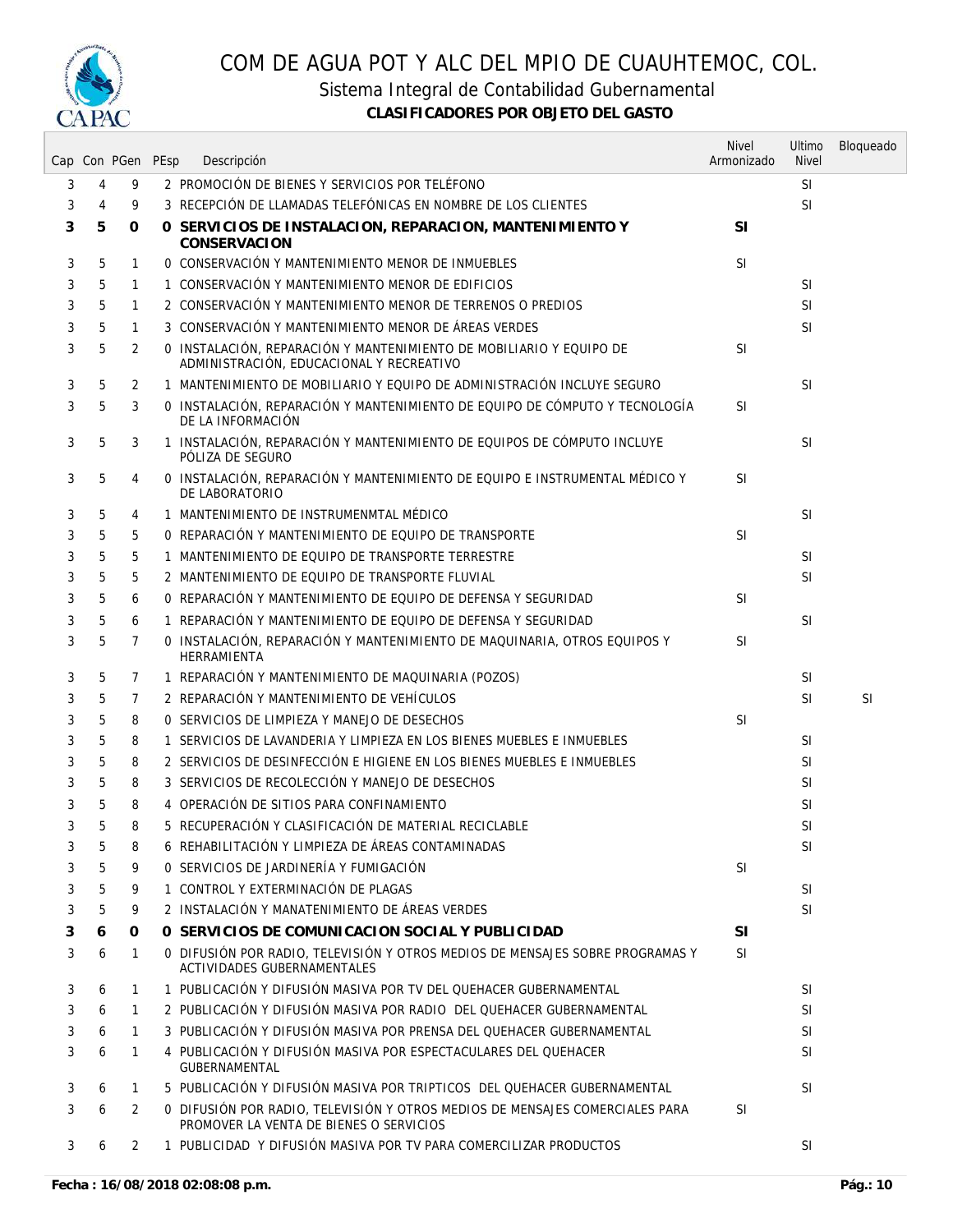# COM DE AGUA POT Y ALC DEL MPIO DE CUAUHTEMOC, COL.

## Sistema Integral de Contabilidad Gubernamental

### CLASIFICADORES POR OBJETO DEL GASTO

| Cap | Con | PGen | PEsp | Descripción | Nivel Armonizado | Ultimo Nivel | Bloqueado |
|---|---|---|---|---|---|---|---|
| 3 | 4 | 9 | 2 | PROMOCIÓN DE BIENES Y SERVICIOS POR TELÉFONO | | SI | |
| 3 | 4 | 9 | 3 | RECEPCIÓN DE LLAMADAS TELEFÓNICAS EN NOMBRE DE LOS CLIENTES | | SI | |
| **3** | **5** | **0** | **0** | **SERVICIOS DE INSTALACION, REPARACION, MANTENIMIENTO Y CONSERVACION** | **SI** | | |
| 3 | 5 | 1 | 0 | CONSERVACIÓN Y MANTENIMIENTO MENOR DE INMUEBLES | SI | | |
| 3 | 5 | 1 | 1 | CONSERVACIÓN Y MANTENIMIENTO MENOR DE EDIFICIOS | | SI | |
| 3 | 5 | 1 | 2 | CONSERVACIÓN Y MANTENIMIENTO MENOR DE TERRENOS O PREDIOS | | SI | |
| 3 | 5 | 1 | 3 | CONSERVACIÓN Y MANTENIMIENTO MENOR DE ÁREAS VERDES | | SI | |
| 3 | 5 | 2 | 0 | INSTALACIÓN, REPARACIÓN Y MANTENIMIENTO DE MOBILIARIO Y EQUIPO DE ADMINISTRACIÓN, EDUCACIONAL Y RECREATIVO | SI | | |
| 3 | 5 | 2 | 1 | MANTENIMIENTO DE MOBILIARIO Y EQUIPO DE ADMINISTRACIÓN INCLUYE SEGURO | | SI | |
| 3 | 5 | 3 | 0 | INSTALACIÓN, REPARACIÓN Y MANTENIMIENTO DE EQUIPO DE CÓMPUTO Y TECNOLOGÍA DE LA INFORMACIÓN | SI | | |
| 3 | 5 | 3 | 1 | INSTALACIÓN, REPARACIÓN Y MANTENIMIENTO DE EQUIPOS DE CÓMPUTO INCLUYE PÓLIZA DE SEGURO | | SI | |
| 3 | 5 | 4 | 0 | INSTALACIÓN, REPARACIÓN Y MANTENIMIENTO DE EQUIPO E INSTRUMENTAL MÉDICO Y DE LABORATORIO | SI | | |
| 3 | 5 | 4 | 1 | MANTENIMIENTO DE INSTRUMENMTAL MÉDICO | | SI | |
| 3 | 5 | 5 | 0 | REPARACIÓN Y MANTENIMIENTO DE EQUIPO DE TRANSPORTE | SI | | |
| 3 | 5 | 5 | 1 | MANTENIMIENTO DE EQUIPO DE TRANSPORTE TERRESTRE | | SI | |
| 3 | 5 | 5 | 2 | MANTENIMIENTO DE EQUIPO DE TRANSPORTE FLUVIAL | | SI | |
| 3 | 5 | 6 | 0 | REPARACIÓN Y MANTENIMIENTO DE EQUIPO DE DEFENSA Y SEGURIDAD | SI | | |
| 3 | 5 | 6 | 1 | REPARACIÓN Y MANTENIMIENTO DE EQUIPO DE DEFENSA Y SEGURIDAD | | SI | |
| 3 | 5 | 7 | 0 | INSTALACIÓN, REPARACIÓN Y MANTENIMIENTO DE MAQUINARIA, OTROS EQUIPOS Y HERRAMIENTA | SI | | |
| 3 | 5 | 7 | 1 | REPARACIÓN Y MANTENIMIENTO DE MAQUINARIA (POZOS) | | SI | |
| 3 | 5 | 7 | 2 | REPARACIÓN Y MANTENIMIENTO DE VEHÍCULOS | | SI | SI |
| 3 | 5 | 8 | 0 | SERVICIOS DE LIMPIEZA Y MANEJO DE DESECHOS | SI | | |
| 3 | 5 | 8 | 1 | SERVICIOS DE LAVANDERIA Y LIMPIEZA EN LOS BIENES MUEBLES E INMUEBLES | | SI | |
| 3 | 5 | 8 | 2 | SERVICIOS DE DESINFECCIÓN E HIGIENE EN LOS BIENES MUEBLES E INMUEBLES | | SI | |
| 3 | 5 | 8 | 3 | SERVICIOS DE RECOLECCIÓN Y MANEJO DE DESECHOS | | SI | |
| 3 | 5 | 8 | 4 | OPERACIÓN DE SITIOS PARA CONFINAMIENTO | | SI | |
| 3 | 5 | 8 | 5 | RECUPERACIÓN Y CLASIFICACIÓN DE MATERIAL RECICLABLE | | SI | |
| 3 | 5 | 8 | 6 | REHABILITACIÓN Y LIMPIEZA DE ÁREAS CONTAMINADAS | | SI | |
| 3 | 5 | 9 | 0 | SERVICIOS DE JARDINERÍA Y FUMIGACIÓN | SI | | |
| 3 | 5 | 9 | 1 | CONTROL Y EXTERMINACIÓN DE PLAGAS | | SI | |
| 3 | 5 | 9 | 2 | INSTALACIÓN Y MANATENIMIENTO DE ÁREAS VERDES | | SI | |
| **3** | **6** | **0** | **0** | **SERVICIOS DE COMUNICACION SOCIAL Y PUBLICIDAD** | **SI** | | |
| 3 | 6 | 1 | 0 | DIFUSIÓN POR RADIO, TELEVISIÓN Y OTROS MEDIOS DE MENSAJES SOBRE PROGRAMAS Y ACTIVIDADES GUBERNAMENTALES | SI | | |
| 3 | 6 | 1 | 1 | PUBLICACIÓN Y DIFUSIÓN MASIVA POR TV DEL QUEHACER GUBERNAMENTAL | | SI | |
| 3 | 6 | 1 | 2 | PUBLICACIÓN Y DIFUSIÓN MASIVA POR RADIO DEL QUEHACER GUBERNAMENTAL | | SI | |
| 3 | 6 | 1 | 3 | PUBLICACIÓN Y DIFUSIÓN MASIVA POR PRENSA DEL QUEHACER GUBERNAMENTAL | | SI | |
| 3 | 6 | 1 | 4 | PUBLICACIÓN Y DIFUSIÓN MASIVA POR ESPECTACULARES DEL QUEHACER GUBERNAMENTAL | | SI | |
| 3 | 6 | 1 | 5 | PUBLICACIÓN Y DIFUSIÓN MASIVA POR TRIPTICOS DEL QUEHACER GUBERNAMENTAL | | SI | |
| 3 | 6 | 2 | 0 | DIFUSIÓN POR RADIO, TELEVISIÓN Y OTROS MEDIOS DE MENSAJES COMERCIALES PARA PROMOVER LA VENTA DE BIENES O SERVICIOS | SI | | |
| 3 | 6 | 2 | 1 | PUBLICIDAD Y DIFUSIÓN MASIVA POR TV PARA COMERCILIZAR PRODUCTOS | | SI | |

**Fecha : 16/08/2018 02:08:08 p.m.**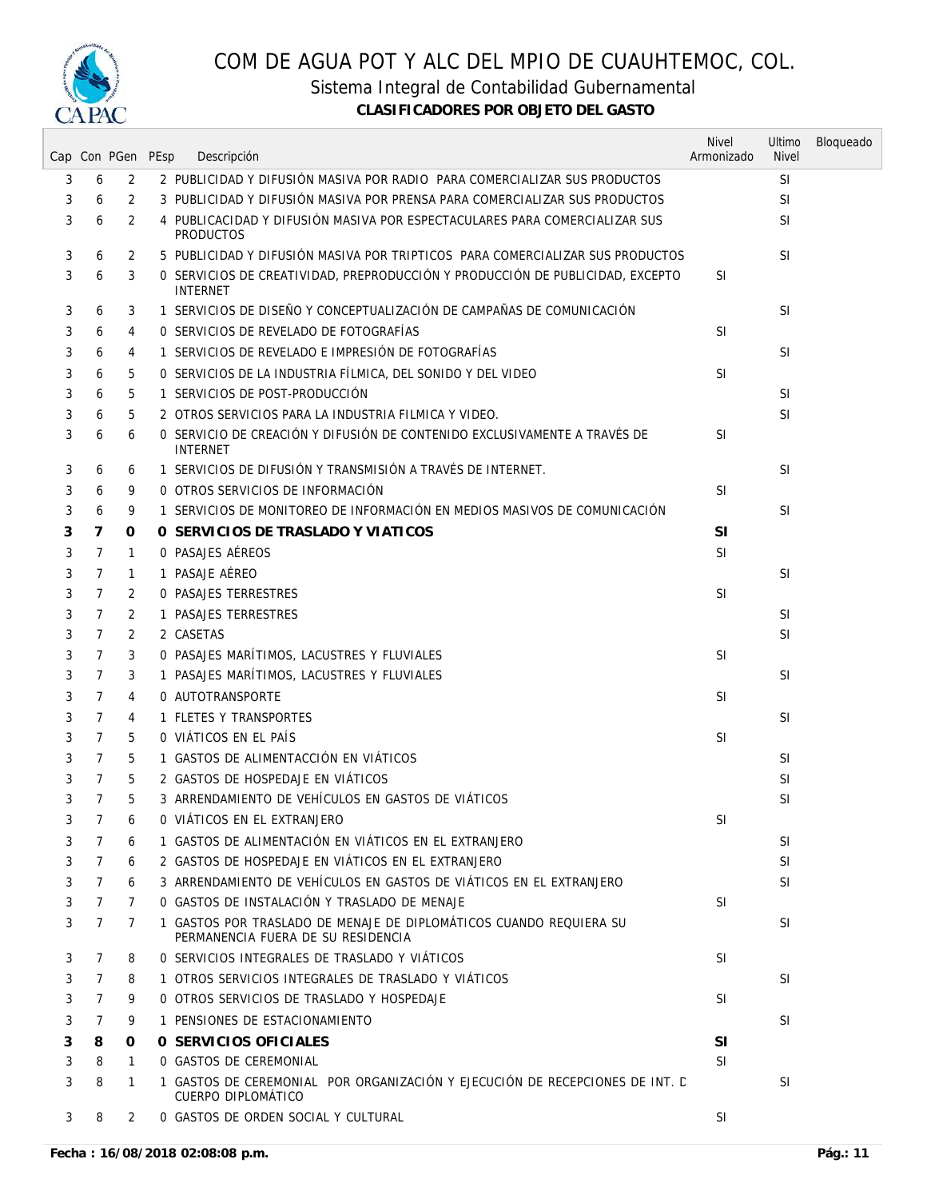# COM DE AGUA POT Y ALC DEL MPIO DE CUAUHTEMOC, COL.

## Sistema Integral de Contabilidad Gubernamental

### CLASIFICADORES POR OBJETO DEL GASTO

| Cap | Con | PGen | PEsp | Descripción | Nivel Armonizado | Ultimo Nivel | Bloqueado |
|---|---|---|---|---|---|---|---|
| 3 | 6 | 2 | 2 | PUBLICIDAD Y DIFUSIÓN MASIVA POR RADIO PARA COMERCIALIZAR SUS PRODUCTOS | | SI | |
| 3 | 6 | 2 | 3 | PUBLICIDAD Y DIFUSIÓN MASIVA POR PRENSA PARA COMERCIALIZAR SUS PRODUCTOS | | SI | |
| 3 | 6 | 2 | 4 | PUBLICACIDAD Y DIFUSIÓN MASIVA POR ESPECTACULARES PARA COMERCIALIZAR SUS PRODUCTOS | | SI | |
| 3 | 6 | 2 | 5 | PUBLICIDAD Y DIFUSIÓN MASIVA POR TRIPTICOS PARA COMERCIALIZAR SUS PRODUCTOS | | SI | |
| 3 | 6 | 3 | 0 | SERVICIOS DE CREATIVIDAD, PREPRODUCCIÓN Y PRODUCCIÓN DE PUBLICIDAD, EXCEPTO INTERNET | SI | | |
| 3 | 6 | 3 | 1 | SERVICIOS DE DISEÑO Y CONCEPTUALIZACIÓN DE CAMPAÑAS DE COMUNICACIÓN | | SI | |
| 3 | 6 | 4 | 0 | SERVICIOS DE REVELADO DE FOTOGRAFÍAS | SI | | |
| 3 | 6 | 4 | 1 | SERVICIOS DE REVELADO E IMPRESIÓN DE FOTOGRAFÍAS | | SI | |
| 3 | 6 | 5 | 0 | SERVICIOS DE LA INDUSTRIA FÍLMICA, DEL SONIDO Y DEL VIDEO | SI | | |
| 3 | 6 | 5 | 1 | SERVICIOS DE POST-PRODUCCIÓN | | SI | |
| 3 | 6 | 5 | 2 | OTROS SERVICIOS PARA LA INDUSTRIA FILMICA Y VIDEO. | | SI | |
| 3 | 6 | 6 | 0 | SERVICIO DE CREACIÓN Y DIFUSIÓN DE CONTENIDO EXCLUSIVAMENTE A TRAVÉS DE INTERNET | SI | | |
| 3 | 6 | 6 | 1 | SERVICIOS DE DIFUSIÓN Y TRANSMISIÓN A TRAVÉS DE INTERNET. | | SI | |
| 3 | 6 | 9 | 0 | OTROS SERVICIOS DE INFORMACIÓN | SI | | |
| 3 | 6 | 9 | 1 | SERVICIOS DE MONITOREO DE INFORMACIÓN EN MEDIOS MASIVOS DE COMUNICACIÓN | | SI | |
| **3** | **7** | **0** | **0** | **SERVICIOS DE TRASLADO Y VIATICOS** | **SI** | | |
| 3 | 7 | 1 | 0 | PASAJES AÉREOS | SI | | |
| 3 | 7 | 1 | 1 | PASAJE AÉREO | | SI | |
| 3 | 7 | 2 | 0 | PASAJES TERRESTRES | SI | | |
| 3 | 7 | 2 | 1 | PASAJES TERRESTRES | | SI | |
| 3 | 7 | 2 | 2 | CASETAS | | SI | |
| 3 | 7 | 3 | 0 | PASAJES MARÍTIMOS, LACUSTRES Y FLUVIALES | SI | | |
| 3 | 7 | 3 | 1 | PASAJES MARÍTIMOS, LACUSTRES Y FLUVIALES | | SI | |
| 3 | 7 | 4 | 0 | AUTOTRANSPORTE | SI | | |
| 3 | 7 | 4 | 1 | FLETES Y TRANSPORTES | | SI | |
| 3 | 7 | 5 | 0 | VIÁTICOS EN EL PAÍS | SI | | |
| 3 | 7 | 5 | 1 | GASTOS DE ALIMENTACCIÓN EN VIÁTICOS | | SI | |
| 3 | 7 | 5 | 2 | GASTOS DE HOSPEDAJE EN VIÁTICOS | | SI | |
| 3 | 7 | 5 | 3 | ARRENDAMIENTO DE VEHÍCULOS EN GASTOS DE VIÁTICOS | | SI | |
| 3 | 7 | 6 | 0 | VIÁTICOS EN EL EXTRANJERO | SI | | |
| 3 | 7 | 6 | 1 | GASTOS DE ALIMENTACIÓN EN VIÁTICOS EN EL EXTRANJERO | | SI | |
| 3 | 7 | 6 | 2 | GASTOS DE HOSPEDAJE EN VIÁTICOS EN EL EXTRANJERO | | SI | |
| 3 | 7 | 6 | 3 | ARRENDAMIENTO DE VEHÍCULOS EN GASTOS DE VIÁTICOS EN EL EXTRANJERO | | SI | |
| 3 | 7 | 7 | 0 | GASTOS DE INSTALACIÓN Y TRASLADO DE MENAJE | SI | | |
| 3 | 7 | 7 | 1 | GASTOS POR TRASLADO DE MENAJE DE DIPLOMÁTICOS CUANDO REQUIERA SU PERMANENCIA FUERA DE SU RESIDENCIA | | SI | |
| 3 | 7 | 8 | 0 | SERVICIOS INTEGRALES DE TRASLADO Y VIÁTICOS | SI | | |
| 3 | 7 | 8 | 1 | OTROS SERVICIOS INTEGRALES DE TRASLADO Y VIÁTICOS | | SI | |
| 3 | 7 | 9 | 0 | OTROS SERVICIOS DE TRASLADO Y HOSPEDAJE | SI | | |
| 3 | 7 | 9 | 1 | PENSIONES DE ESTACIONAMIENTO | | SI | |
| **3** | **8** | **0** | **0** | **SERVICIOS OFICIALES** | **SI** | | |
| 3 | 8 | 1 | 0 | GASTOS DE CEREMONIAL | SI | | |
| 3 | 8 | 1 | 1 | GASTOS DE CEREMONIAL POR ORGANIZACIÓN Y EJECUCIÓN DE RECEPCIONES DE INT. D CUERPO DIPLOMÁTICO | | SI | |
| 3 | 8 | 2 | 0 | GASTOS DE ORDEN SOCIAL Y CULTURAL | SI | | |

**Fecha : 16/08/2018 02:08:08 p.m.**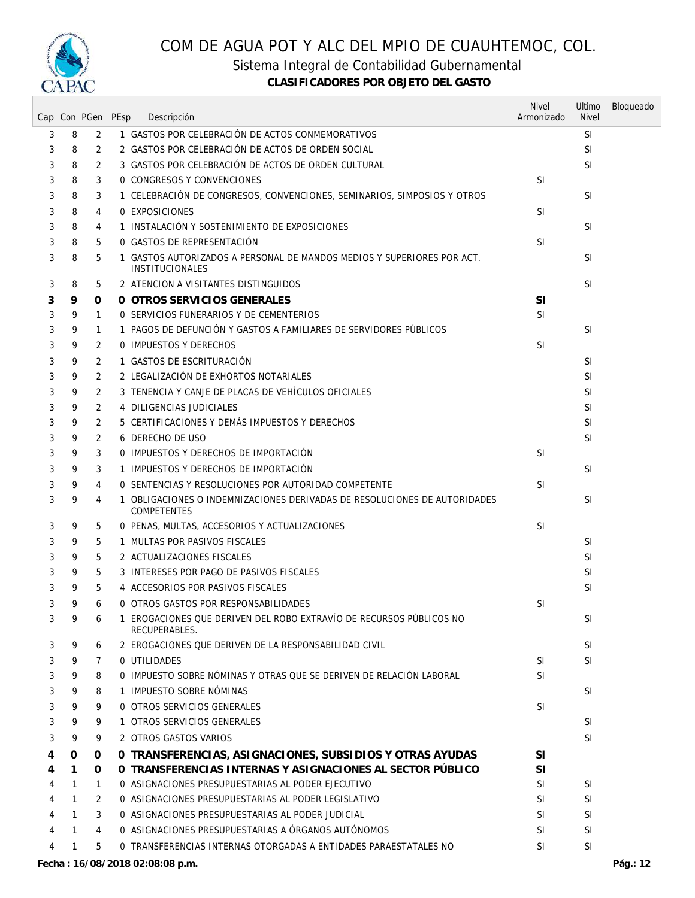# COM DE AGUA POT Y ALC DEL MPIO DE CUAUHTEMOC, COL.

## Sistema Integral de Contabilidad Gubernamental

### CLASIFICADORES POR OBJETO DEL GASTO

| Cap | Con | PGen | PEsp | Descripción | Nivel Armonizado | Ultimo Nivel | Bloqueado |
|---|---|---|---|---|---|---|---|
| 3 | 8 | 2 | 1 | GASTOS POR CELEBRACIÓN DE ACTOS CONMEMORATIVOS | | SI | |
| 3 | 8 | 2 | 2 | GASTOS POR CELEBRACIÓN DE ACTOS DE ORDEN SOCIAL | | SI | |
| 3 | 8 | 2 | 3 | GASTOS POR CELEBRACIÓN DE ACTOS DE ORDEN CULTURAL | | SI | |
| 3 | 8 | 3 | 0 | CONGRESOS Y CONVENCIONES | SI | | |
| 3 | 8 | 3 | 1 | CELEBRACIÓN DE CONGRESOS, CONVENCIONES, SEMINARIOS, SIMPOSIOS Y OTROS | | SI | |
| 3 | 8 | 4 | 0 | EXPOSICIONES | SI | | |
| 3 | 8 | 4 | 1 | INSTALACIÓN Y SOSTENIMIENTO DE EXPOSICIONES | | SI | |
| 3 | 8 | 5 | 0 | GASTOS DE REPRESENTACIÓN | SI | | |
| 3 | 8 | 5 | 1 | GASTOS AUTORIZADOS A PERSONAL DE MANDOS MEDIOS Y SUPERIORES POR ACT. INSTITUCIONALES | | SI | |
| 3 | 8 | 5 | 2 | ATENCION A VISITANTES DISTINGUIDOS | | SI | |
| **3** | **9** | **0** | **0** | **OTROS SERVICIOS GENERALES** | **SI** | | |
| 3 | 9 | 1 | 0 | SERVICIOS FUNERARIOS Y DE CEMENTERIOS | SI | | |
| 3 | 9 | 1 | 1 | PAGOS DE DEFUNCIÓN Y GASTOS A FAMILIARES DE SERVIDORES PÚBLICOS | | SI | |
| 3 | 9 | 2 | 0 | IMPUESTOS Y DERECHOS | SI | | |
| 3 | 9 | 2 | 1 | GASTOS DE ESCRITURACIÓN | | SI | |
| 3 | 9 | 2 | 2 | LEGALIZACIÓN DE EXHORTOS NOTARIALES | | SI | |
| 3 | 9 | 2 | 3 | TENENCIA Y CANJE DE PLACAS DE VEHÍCULOS OFICIALES | | SI | |
| 3 | 9 | 2 | 4 | DILIGENCIAS JUDICIALES | | SI | |
| 3 | 9 | 2 | 5 | CERTIFICACIONES Y DEMÁS IMPUESTOS Y DERECHOS | | SI | |
| 3 | 9 | 2 | 6 | DERECHO DE USO | | SI | |
| 3 | 9 | 3 | 0 | IMPUESTOS Y DERECHOS DE IMPORTACIÓN | SI | | |
| 3 | 9 | 3 | 1 | IMPUESTOS Y DERECHOS DE IMPORTACIÓN | | SI | |
| 3 | 9 | 4 | 0 | SENTENCIAS Y RESOLUCIONES POR AUTORIDAD COMPETENTE | SI | | |
| 3 | 9 | 4 | 1 | OBLIGACIONES O INDEMNIZACIONES DERIVADAS DE RESOLUCIONES DE AUTORIDADES COMPETENTES | | SI | |
| 3 | 9 | 5 | 0 | PENAS, MULTAS, ACCESORIOS Y ACTUALIZACIONES | SI | | |
| 3 | 9 | 5 | 1 | MULTAS POR PASIVOS FISCALES | | SI | |
| 3 | 9 | 5 | 2 | ACTUALIZACIONES FISCALES | | SI | |
| 3 | 9 | 5 | 3 | INTERESES POR PAGO DE PASIVOS FISCALES | | SI | |
| 3 | 9 | 5 | 4 | ACCESORIOS POR PASIVOS FISCALES | | SI | |
| 3 | 9 | 6 | 0 | OTROS GASTOS POR RESPONSABILIDADES | SI | | |
| 3 | 9 | 6 | 1 | EROGACIONES QUE DERIVEN DEL ROBO EXTRAVÍO DE RECURSOS PÚBLICOS NO RECUPERABLES. | | SI | |
| 3 | 9 | 6 | 2 | EROGACIONES QUE DERIVEN DE LA RESPONSABILIDAD CIVIL | | SI | |
| 3 | 9 | 7 | 0 | UTILIDADES | SI | SI | |
| 3 | 9 | 8 | 0 | IMPUESTO SOBRE NÓMINAS Y OTRAS QUE SE DERIVEN DE RELACIÓN LABORAL | SI | | |
| 3 | 9 | 8 | 1 | IMPUESTO SOBRE NÓMINAS | | SI | |
| 3 | 9 | 9 | 0 | OTROS SERVICIOS GENERALES | SI | | |
| 3 | 9 | 9 | 1 | OTROS SERVICIOS GENERALES | | SI | |
| 3 | 9 | 9 | 2 | OTROS GASTOS VARIOS | | SI | |
| **4** | **0** | **0** | **0** | **TRANSFERENCIAS, ASIGNACIONES, SUBSIDIOS Y OTRAS AYUDAS** | **SI** | | |
| **4** | **1** | **0** | **0** | **TRANSFERENCIAS INTERNAS Y ASIGNACIONES AL SECTOR PÚBLICO** | **SI** | | |
| 4 | 1 | 1 | 0 | ASIGNACIONES PRESUPUESTARIAS AL PODER EJECUTIVO | SI | SI | |
| 4 | 1 | 2 | 0 | ASIGNACIONES PRESUPUESTARIAS AL PODER LEGISLATIVO | SI | SI | |
| 4 | 1 | 3 | 0 | ASIGNACIONES PRESUPUESTARIAS AL PODER JUDICIAL | SI | SI | |
| 4 | 1 | 4 | 0 | ASIGNACIONES PRESUPUESTARIAS A ÓRGANOS AUTÓNOMOS | SI | SI | |
| 4 | 1 | 5 | 0 | TRANSFERENCIAS INTERNAS OTORGADAS A ENTIDADES PARAESTATALES NO | SI | SI | |

**Fecha : 16/08/2018 02:08:08 p.m.**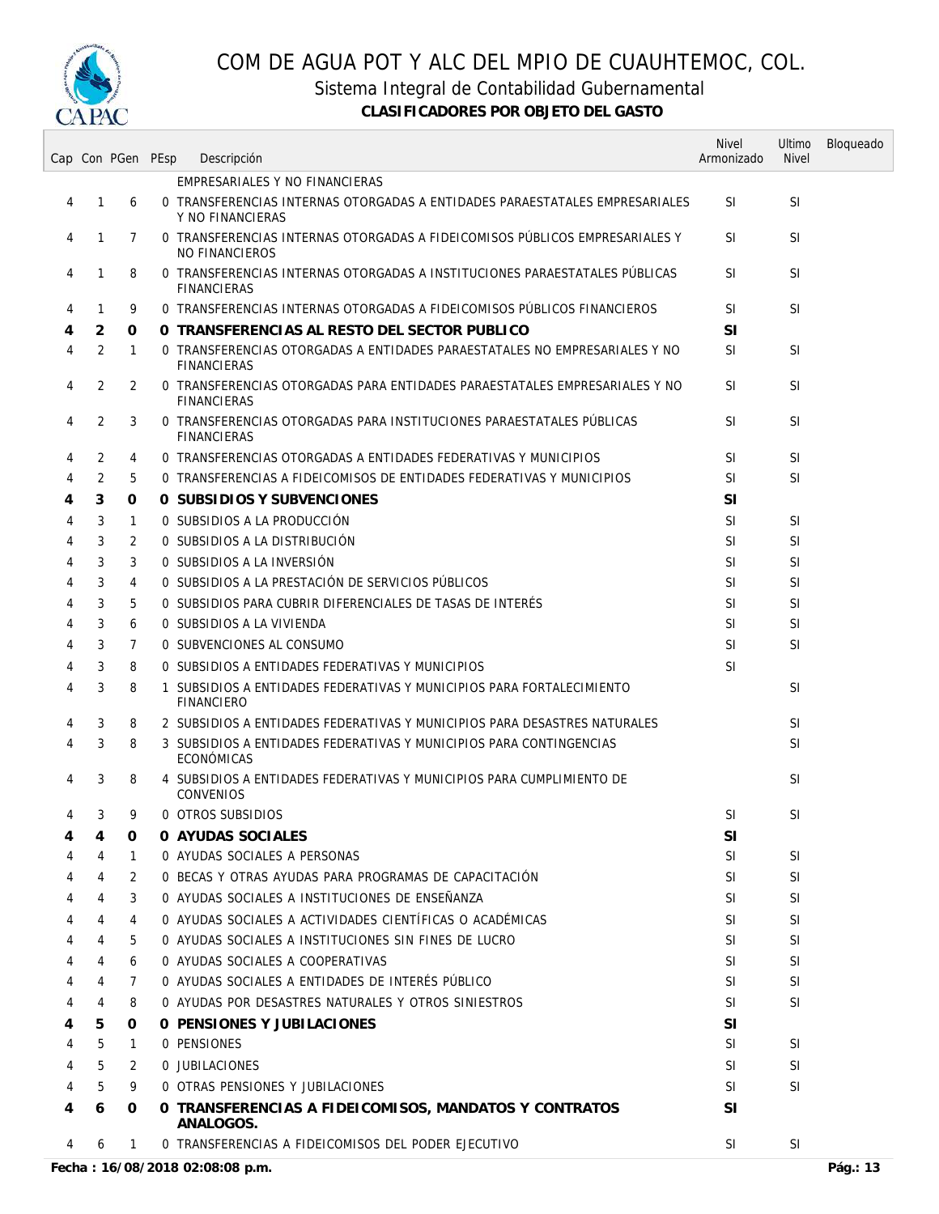# COM DE AGUA POT Y ALC DEL MPIO DE CUAUHTEMOC, COL.

## Sistema Integral de Contabilidad Gubernamental

### CLASIFICADORES POR OBJETO DEL GASTO

| Cap | Con | PGen | PEsp | Descripción | Nivel Armonizado | Ultimo Nivel | Bloqueado |
|---|---|---|---|---|---|---|---|
| | | | | EMPRESARIALES Y NO FINANCIERAS | | | |
| 4 | 1 | 6 | 0 | TRANSFERENCIAS INTERNAS OTORGADAS A ENTIDADES PARAESTATALES EMPRESARIALES Y NO FINANCIERAS | SI | SI | |
| 4 | 1 | 7 | 0 | TRANSFERENCIAS INTERNAS OTORGADAS A FIDEICOMISOS PÚBLICOS EMPRESARIALES Y NO FINANCIEROS | SI | SI | |
| 4 | 1 | 8 | 0 | TRANSFERENCIAS INTERNAS OTORGADAS A INSTITUCIONES PARAESTATALES PÚBLICAS FINANCIERAS | SI | SI | |
| 4 | 1 | 9 | 0 | TRANSFERENCIAS INTERNAS OTORGADAS A FIDEICOMISOS PÚBLICOS FINANCIEROS | SI | SI | |
| **4** | **2** | **0** | **0** | **TRANSFERENCIAS AL RESTO DEL SECTOR PUBLICO** | **SI** | | |
| 4 | 2 | 1 | 0 | TRANSFERENCIAS OTORGADAS A ENTIDADES PARAESTATALES NO EMPRESARIALES Y NO FINANCIERAS | SI | SI | |
| 4 | 2 | 2 | 0 | TRANSFERENCIAS OTORGADAS PARA ENTIDADES PARAESTATALES EMPRESARIALES Y NO FINANCIERAS | SI | SI | |
| 4 | 2 | 3 | 0 | TRANSFERENCIAS OTORGADAS PARA INSTITUCIONES PARAESTATALES PÚBLICAS FINANCIERAS | SI | SI | |
| 4 | 2 | 4 | 0 | TRANSFERENCIAS OTORGADAS A ENTIDADES FEDERATIVAS Y MUNICIPIOS | SI | SI | |
| 4 | 2 | 5 | 0 | TRANSFERENCIAS A FIDEICOMISOS DE ENTIDADES FEDERATIVAS Y MUNICIPIOS | SI | SI | |
| **4** | **3** | **0** | **0** | **SUBSIDIOS Y SUBVENCIONES** | **SI** | | |
| 4 | 3 | 1 | 0 | SUBSIDIOS A LA PRODUCCIÓN | SI | SI | |
| 4 | 3 | 2 | 0 | SUBSIDIOS A LA DISTRIBUCIÓN | SI | SI | |
| 4 | 3 | 3 | 0 | SUBSIDIOS A LA INVERSIÓN | SI | SI | |
| 4 | 3 | 4 | 0 | SUBSIDIOS A LA PRESTACIÓN DE SERVICIOS PÚBLICOS | SI | SI | |
| 4 | 3 | 5 | 0 | SUBSIDIOS PARA CUBRIR DIFERENCIALES DE TASAS DE INTERÉS | SI | SI | |
| 4 | 3 | 6 | 0 | SUBSIDIOS A LA VIVIENDA | SI | SI | |
| 4 | 3 | 7 | 0 | SUBVENCIONES AL CONSUMO | SI | SI | |
| 4 | 3 | 8 | 0 | SUBSIDIOS A ENTIDADES FEDERATIVAS Y MUNICIPIOS | SI | | |
| 4 | 3 | 8 | 1 | SUBSIDIOS A ENTIDADES FEDERATIVAS Y MUNICIPIOS PARA FORTALECIMIENTO FINANCIERO | | SI | |
| 4 | 3 | 8 | 2 | SUBSIDIOS A ENTIDADES FEDERATIVAS Y MUNICIPIOS PARA DESASTRES NATURALES | | SI | |
| 4 | 3 | 8 | 3 | SUBSIDIOS A ENTIDADES FEDERATIVAS Y MUNICIPIOS PARA CONTINGENCIAS ECONÓMICAS | | SI | |
| 4 | 3 | 8 | 4 | SUBSIDIOS A ENTIDADES FEDERATIVAS Y MUNICIPIOS PARA CUMPLIMIENTO DE CONVENIOS | | SI | |
| 4 | 3 | 9 | 0 | OTROS SUBSIDIOS | SI | SI | |
| **4** | **4** | **0** | **0** | **AYUDAS SOCIALES** | **SI** | | |
| 4 | 4 | 1 | 0 | AYUDAS SOCIALES A PERSONAS | SI | SI | |
| 4 | 4 | 2 | 0 | BECAS Y OTRAS AYUDAS PARA PROGRAMAS DE CAPACITACIÓN | SI | SI | |
| 4 | 4 | 3 | 0 | AYUDAS SOCIALES A INSTITUCIONES DE ENSEÑANZA | SI | SI | |
| 4 | 4 | 4 | 0 | AYUDAS SOCIALES A ACTIVIDADES CIENTÍFICAS O ACADÉMICAS | SI | SI | |
| 4 | 4 | 5 | 0 | AYUDAS SOCIALES A INSTITUCIONES SIN FINES DE LUCRO | SI | SI | |
| 4 | 4 | 6 | 0 | AYUDAS SOCIALES A COOPERATIVAS | SI | SI | |
| 4 | 4 | 7 | 0 | AYUDAS SOCIALES A ENTIDADES DE INTERÉS PÚBLICO | SI | SI | |
| 4 | 4 | 8 | 0 | AYUDAS POR DESASTRES NATURALES Y OTROS SINIESTROS | SI | SI | |
| **4** | **5** | **0** | **0** | **PENSIONES Y JUBILACIONES** | **SI** | | |
| 4 | 5 | 1 | 0 | PENSIONES | SI | SI | |
| 4 | 5 | 2 | 0 | JUBILACIONES | SI | SI | |
| 4 | 5 | 9 | 0 | OTRAS PENSIONES Y JUBILACIONES | SI | SI | |
| **4** | **6** | **0** | **0** | **TRANSFERENCIAS A FIDEICOMISOS, MANDATOS Y CONTRATOS ANALOGOS.** | **SI** | | |
| 4 | 6 | 1 | 0 | TRANSFERENCIAS A FIDEICOMISOS DEL PODER EJECUTIVO | SI | SI | |

**Fecha : 16/08/2018 02:08:08 p.m.**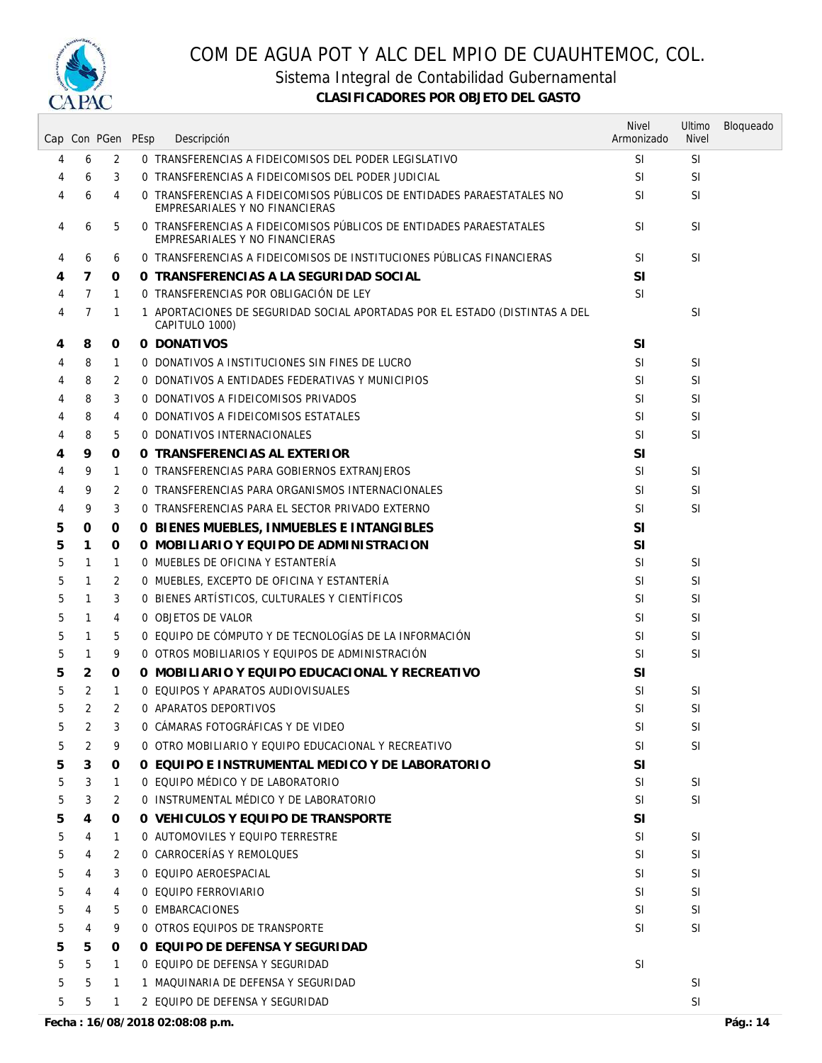# COM DE AGUA POT Y ALC DEL MPIO DE CUAUHTEMOC, COL.

## Sistema Integral de Contabilidad Gubernamental

### CLASIFICADORES POR OBJETO DEL GASTO

| Cap | Con | PGen | PEsp | Descripción | Nivel Armonizado | Ultimo Nivel | Bloqueado |
|---|---|---|---|---|---|---|---|
| 4 | 6 | 2 | 0 | TRANSFERENCIAS A FIDEICOMISOS DEL PODER LEGISLATIVO | SI | SI | |
| 4 | 6 | 3 | 0 | TRANSFERENCIAS A FIDEICOMISOS DEL PODER JUDICIAL | SI | SI | |
| 4 | 6 | 4 | 0 | TRANSFERENCIAS A FIDEICOMISOS PÚBLICOS DE ENTIDADES PARAESTATALES NO EMPRESARIALES Y NO FINANCIERAS | SI | SI | |
| 4 | 6 | 5 | 0 | TRANSFERENCIAS A FIDEICOMISOS PÚBLICOS DE ENTIDADES PARAESTATALES EMPRESARIALES Y NO FINANCIERAS | SI | SI | |
| 4 | 6 | 6 | 0 | TRANSFERENCIAS A FIDEICOMISOS DE INSTITUCIONES PÚBLICAS FINANCIERAS | SI | SI | |
| **4** | **7** | **0** | **0** | **TRANSFERENCIAS A LA SEGURIDAD SOCIAL** | **SI** | | |
| 4 | 7 | 1 | 0 | TRANSFERENCIAS POR OBLIGACIÓN DE LEY | SI | | |
| 4 | 7 | 1 | 1 | APORTACIONES DE SEGURIDAD SOCIAL APORTADAS POR EL ESTADO (DISTINTAS A DEL CAPITULO 1000) | | SI | |
| **4** | **8** | **0** | **0** | **DONATIVOS** | **SI** | | |
| 4 | 8 | 1 | 0 | DONATIVOS A INSTITUCIONES SIN FINES DE LUCRO | SI | SI | |
| 4 | 8 | 2 | 0 | DONATIVOS A ENTIDADES FEDERATIVAS Y MUNICIPIOS | SI | SI | |
| 4 | 8 | 3 | 0 | DONATIVOS A FIDEICOMISOS PRIVADOS | SI | SI | |
| 4 | 8 | 4 | 0 | DONATIVOS A FIDEICOMISOS ESTATALES | SI | SI | |
| 4 | 8 | 5 | 0 | DONATIVOS INTERNACIONALES | SI | SI | |
| **4** | **9** | **0** | **0** | **TRANSFERENCIAS AL EXTERIOR** | **SI** | | |
| 4 | 9 | 1 | 0 | TRANSFERENCIAS PARA GOBIERNOS EXTRANJEROS | SI | SI | |
| 4 | 9 | 2 | 0 | TRANSFERENCIAS PARA ORGANISMOS INTERNACIONALES | SI | SI | |
| 4 | 9 | 3 | 0 | TRANSFERENCIAS PARA EL SECTOR PRIVADO EXTERNO | SI | SI | |
| **5** | **0** | **0** | **0** | **BIENES MUEBLES, INMUEBLES E INTANGIBLES** | **SI** | | |
| **5** | **1** | **0** | **0** | **MOBILIARIO Y EQUIPO DE ADMINISTRACION** | **SI** | | |
| 5 | 1 | 1 | 0 | MUEBLES DE OFICINA Y ESTANTERÍA | SI | SI | |
| 5 | 1 | 2 | 0 | MUEBLES, EXCEPTO DE OFICINA Y ESTANTERÍA | SI | SI | |
| 5 | 1 | 3 | 0 | BIENES ARTÍSTICOS, CULTURALES Y CIENTÍFICOS | SI | SI | |
| 5 | 1 | 4 | 0 | OBJETOS DE VALOR | SI | SI | |
| 5 | 1 | 5 | 0 | EQUIPO DE CÓMPUTO Y DE TECNOLOGÍAS DE LA INFORMACIÓN | SI | SI | |
| 5 | 1 | 9 | 0 | OTROS MOBILIARIOS Y EQUIPOS DE ADMINISTRACIÓN | SI | SI | |
| **5** | **2** | **0** | **0** | **MOBILIARIO Y EQUIPO EDUCACIONAL Y RECREATIVO** | **SI** | | |
| 5 | 2 | 1 | 0 | EQUIPOS Y APARATOS AUDIOVISUALES | SI | SI | |
| 5 | 2 | 2 | 0 | APARATOS DEPORTIVOS | SI | SI | |
| 5 | 2 | 3 | 0 | CÁMARAS FOTOGRÁFICAS Y DE VIDEO | SI | SI | |
| 5 | 2 | 9 | 0 | OTRO MOBILIARIO Y EQUIPO EDUCACIONAL Y RECREATIVO | SI | SI | |
| **5** | **3** | **0** | **0** | **EQUIPO E INSTRUMENTAL MEDICO Y DE LABORATORIO** | **SI** | | |
| 5 | 3 | 1 | 0 | EQUIPO MÉDICO Y DE LABORATORIO | SI | SI | |
| 5 | 3 | 2 | 0 | INSTRUMENTAL MÉDICO Y DE LABORATORIO | SI | SI | |
| **5** | **4** | **0** | **0** | **VEHICULOS Y EQUIPO DE TRANSPORTE** | **SI** | | |
| 5 | 4 | 1 | 0 | AUTOMOVILES Y EQUIPO TERRESTRE | SI | SI | |
| 5 | 4 | 2 | 0 | CARROCERÍAS Y REMOLQUES | SI | SI | |
| 5 | 4 | 3 | 0 | EQUIPO AEROESPACIAL | SI | SI | |
| 5 | 4 | 4 | 0 | EQUIPO FERROVIARIO | SI | SI | |
| 5 | 4 | 5 | 0 | EMBARCACIONES | SI | SI | |
| 5 | 4 | 9 | 0 | OTROS EQUIPOS DE TRANSPORTE | SI | SI | |
| **5** | **5** | **0** | **0** | **EQUIPO DE DEFENSA Y SEGURIDAD** | | | |
| 5 | 5 | 1 | 0 | EQUIPO DE DEFENSA Y SEGURIDAD | SI | | |
| 5 | 5 | 1 | 1 | MAQUINARIA DE DEFENSA Y SEGURIDAD | | SI | |
| 5 | 5 | 1 | 2 | EQUIPO DE DEFENSA Y SEGURIDAD | | SI | |

**Fecha : 16/08/2018 02:08:08 p.m.**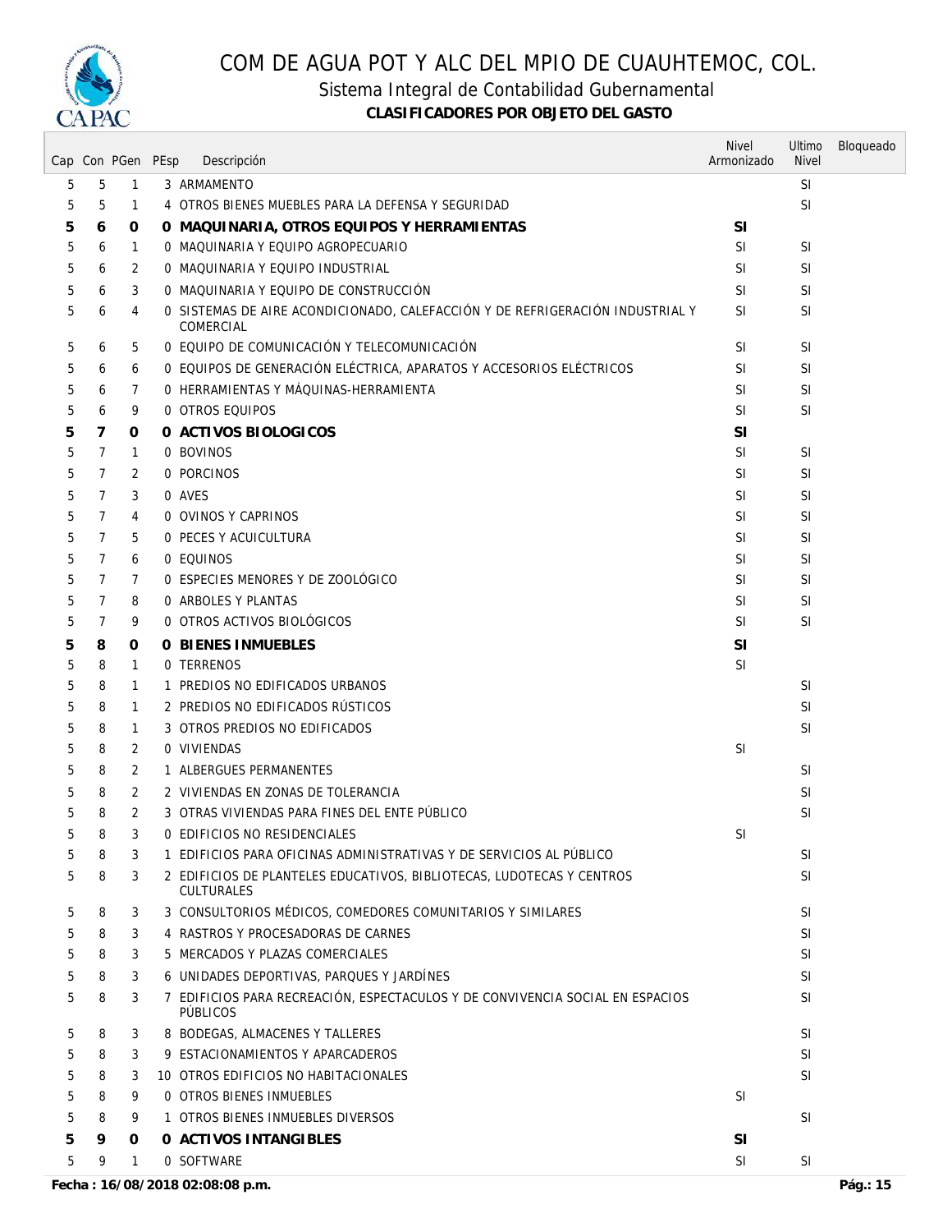# COM DE AGUA POT Y ALC DEL MPIO DE CUAUHTEMOC, COL.

## Sistema Integral de Contabilidad Gubernamental

### CLASIFICADORES POR OBJETO DEL GASTO

| Cap | Con | PGen | PEsp | Descripción | Nivel Armonizado | Ultimo Nivel | Bloqueado |
|---|---|---|---|---|---|---|---|
| 5 | 5 | 1 | 3 | ARMAMENTO | | SI | |
| 5 | 5 | 1 | 4 | OTROS BIENES MUEBLES PARA LA DEFENSA Y SEGURIDAD | | SI | |
| **5** | **6** | **0** | **0** | **MAQUINARIA, OTROS EQUIPOS Y HERRAMIENTAS** | **SI** | | |
| 5 | 6 | 1 | 0 | MAQUINARIA Y EQUIPO AGROPECUARIO | SI | SI | |
| 5 | 6 | 2 | 0 | MAQUINARIA Y EQUIPO INDUSTRIAL | SI | SI | |
| 5 | 6 | 3 | 0 | MAQUINARIA Y EQUIPO DE CONSTRUCCIÓN | SI | SI | |
| 5 | 6 | 4 | 0 | SISTEMAS DE AIRE ACONDICIONADO, CALEFACCIÓN Y DE REFRIGERACIÓN INDUSTRIAL Y COMERCIAL | SI | SI | |
| 5 | 6 | 5 | 0 | EQUIPO DE COMUNICACIÓN Y TELECOMUNICACIÓN | SI | SI | |
| 5 | 6 | 6 | 0 | EQUIPOS DE GENERACIÓN ELÉCTRICA, APARATOS Y ACCESORIOS ELÉCTRICOS | SI | SI | |
| 5 | 6 | 7 | 0 | HERRAMIENTAS Y MÁQUINAS-HERRAMIENTA | SI | SI | |
| 5 | 6 | 9 | 0 | OTROS EQUIPOS | SI | SI | |
| **5** | **7** | **0** | **0** | **ACTIVOS BIOLOGICOS** | **SI** | | |
| 5 | 7 | 1 | 0 | BOVINOS | SI | SI | |
| 5 | 7 | 2 | 0 | PORCINOS | SI | SI | |
| 5 | 7 | 3 | 0 | AVES | SI | SI | |
| 5 | 7 | 4 | 0 | OVINOS Y CAPRINOS | SI | SI | |
| 5 | 7 | 5 | 0 | PECES Y ACUICULTURA | SI | SI | |
| 5 | 7 | 6 | 0 | EQUINOS | SI | SI | |
| 5 | 7 | 7 | 0 | ESPECIES MENORES Y DE ZOOLÓGICO | SI | SI | |
| 5 | 7 | 8 | 0 | ARBOLES Y PLANTAS | SI | SI | |
| 5 | 7 | 9 | 0 | OTROS ACTIVOS BIOLÓGICOS | SI | SI | |
| **5** | **8** | **0** | **0** | **BIENES INMUEBLES** | **SI** | | |
| 5 | 8 | 1 | 0 | TERRENOS | SI | | |
| 5 | 8 | 1 | 1 | PREDIOS NO EDIFICADOS URBANOS | | SI | |
| 5 | 8 | 1 | 2 | PREDIOS NO EDIFICADOS RÚSTICOS | | SI | |
| 5 | 8 | 1 | 3 | OTROS PREDIOS NO EDIFICADOS | | SI | |
| 5 | 8 | 2 | 0 | VIVIENDAS | SI | | |
| 5 | 8 | 2 | 1 | ALBERGUES PERMANENTES | | SI | |
| 5 | 8 | 2 | 2 | VIVIENDAS EN ZONAS DE TOLERANCIA | | SI | |
| 5 | 8 | 2 | 3 | OTRAS VIVIENDAS PARA FINES DEL ENTE PÚBLICO | | SI | |
| 5 | 8 | 3 | 0 | EDIFICIOS NO RESIDENCIALES | SI | | |
| 5 | 8 | 3 | 1 | EDIFICIOS PARA OFICINAS ADMINISTRATIVAS Y DE SERVICIOS AL PÚBLICO | | SI | |
| 5 | 8 | 3 | 2 | EDIFICIOS DE PLANTELES EDUCATIVOS, BIBLIOTECAS, LUDOTECAS Y CENTROS CULTURALES | | SI | |
| 5 | 8 | 3 | 3 | CONSULTORIOS MÉDICOS, COMEDORES COMUNITARIOS Y SIMILARES | | SI | |
| 5 | 8 | 3 | 4 | RASTROS Y PROCESADORAS DE CARNES | | SI | |
| 5 | 8 | 3 | 5 | MERCADOS Y PLAZAS COMERCIALES | | SI | |
| 5 | 8 | 3 | 6 | UNIDADES DEPORTIVAS, PARQUES Y JARDÍNES | | SI | |
| 5 | 8 | 3 | 7 | EDIFICIOS PARA RECREACIÓN, ESPECTACULOS Y DE CONVIVENCIA SOCIAL EN ESPACIOS PÚBLICOS | | SI | |
| 5 | 8 | 3 | 8 | BODEGAS, ALMACENES Y TALLERES | | SI | |
| 5 | 8 | 3 | 9 | ESTACIONAMIENTOS Y APARCADEROS | | SI | |
| 5 | 8 | 3 | 10 | OTROS EDIFICIOS NO HABITACIONALES | | SI | |
| 5 | 8 | 9 | 0 | OTROS BIENES INMUEBLES | SI | | |
| 5 | 8 | 9 | 1 | OTROS BIENES INMUEBLES DIVERSOS | | SI | |
| **5** | **9** | **0** | **0** | **ACTIVOS INTANGIBLES** | **SI** | | |
| 5 | 9 | 1 | 0 | SOFTWARE | SI | SI | |

**Fecha : 16/08/2018 02:08:08 p.m.**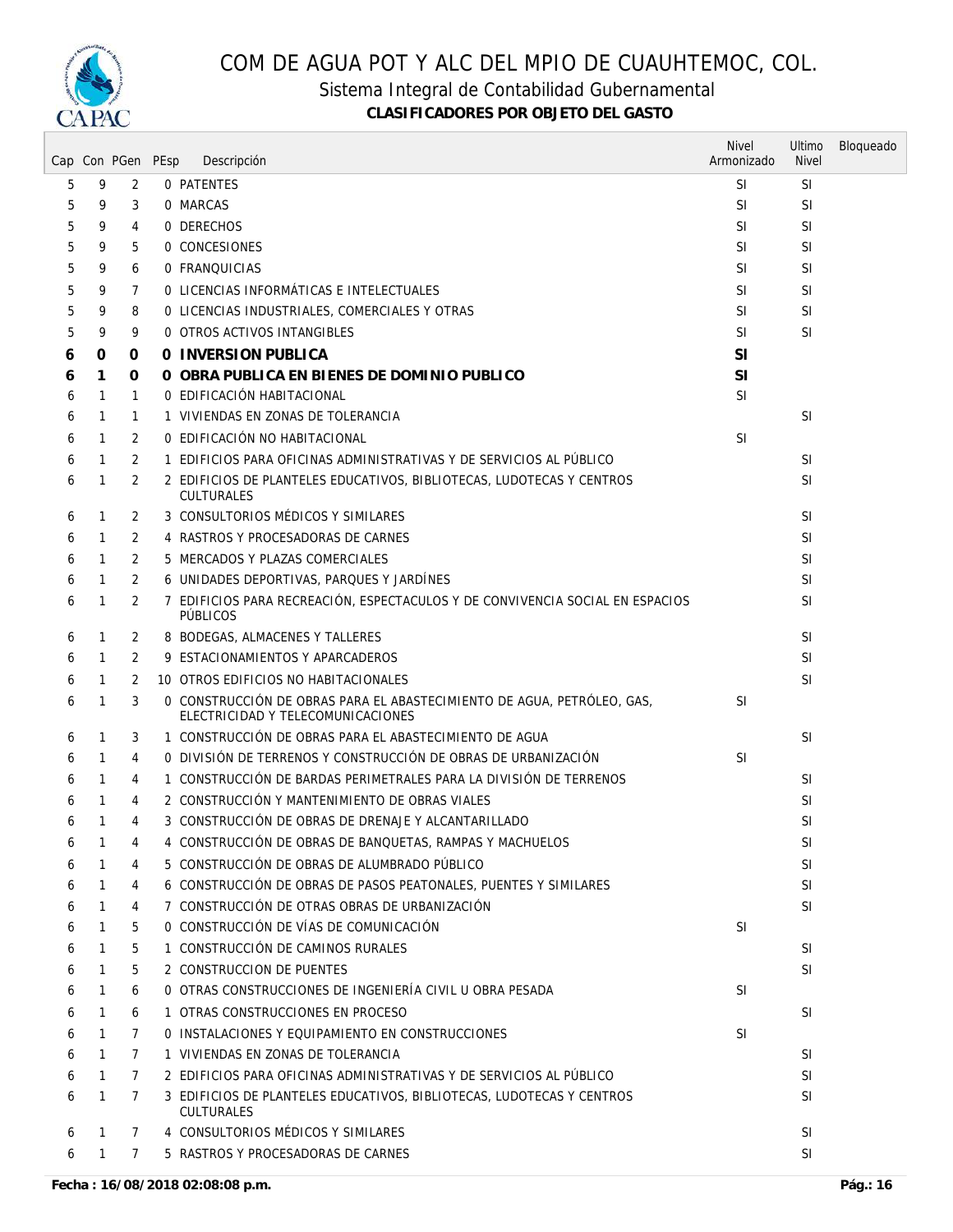# COM DE AGUA POT Y ALC DEL MPIO DE CUAUHTEMOC, COL.

## Sistema Integral de Contabilidad Gubernamental

### CLASIFICADORES POR OBJETO DEL GASTO

| Cap | Con | PGen | PEsp | Descripción | Nivel Armonizado | Ultimo Nivel | Bloqueado |
|---|---|---|---|---|---|---|---|
| 5 | 9 | 2 | 0 | PATENTES | SI | SI | |
| 5 | 9 | 3 | 0 | MARCAS | SI | SI | |
| 5 | 9 | 4 | 0 | DERECHOS | SI | SI | |
| 5 | 9 | 5 | 0 | CONCESIONES | SI | SI | |
| 5 | 9 | 6 | 0 | FRANQUICIAS | SI | SI | |
| 5 | 9 | 7 | 0 | LICENCIAS INFORMÁTICAS E INTELECTUALES | SI | SI | |
| 5 | 9 | 8 | 0 | LICENCIAS INDUSTRIALES, COMERCIALES Y OTRAS | SI | SI | |
| 5 | 9 | 9 | 0 | OTROS ACTIVOS INTANGIBLES | SI | SI | |
| **6** | **0** | **0** | **0** | **INVERSION PUBLICA** | **SI** | | |
| **6** | **1** | **0** | **0** | **OBRA PUBLICA EN BIENES DE DOMINIO PUBLICO** | **SI** | | |
| 6 | 1 | 1 | 0 | EDIFICACIÓN HABITACIONAL | SI | | |
| 6 | 1 | 1 | 1 | VIVIENDAS EN ZONAS DE TOLERANCIA | | SI | |
| 6 | 1 | 2 | 0 | EDIFICACIÓN NO HABITACIONAL | SI | | |
| 6 | 1 | 2 | 1 | EDIFICIOS PARA OFICINAS ADMINISTRATIVAS Y DE SERVICIOS AL PÚBLICO | | SI | |
| 6 | 1 | 2 | 2 | EDIFICIOS DE PLANTELES EDUCATIVOS, BIBLIOTECAS, LUDOTECAS Y CENTROS CULTURALES | | SI | |
| 6 | 1 | 2 | 3 | CONSULTORIOS MÉDICOS Y SIMILARES | | SI | |
| 6 | 1 | 2 | 4 | RASTROS Y PROCESADORAS DE CARNES | | SI | |
| 6 | 1 | 2 | 5 | MERCADOS Y PLAZAS COMERCIALES | | SI | |
| 6 | 1 | 2 | 6 | UNIDADES DEPORTIVAS, PARQUES Y JARDÍNES | | SI | |
| 6 | 1 | 2 | 7 | EDIFICIOS PARA RECREACIÓN, ESPECTACULOS Y DE CONVIVENCIA SOCIAL EN ESPACIOS PÚBLICOS | | SI | |
| 6 | 1 | 2 | 8 | BODEGAS, ALMACENES Y TALLERES | | SI | |
| 6 | 1 | 2 | 9 | ESTACIONAMIENTOS Y APARCADEROS | | SI | |
| 6 | 1 | 2 | 10 | OTROS EDIFICIOS NO HABITACIONALES | | SI | |
| 6 | 1 | 3 | 0 | CONSTRUCCIÓN DE OBRAS PARA EL ABASTECIMIENTO DE AGUA, PETRÓLEO, GAS, ELECTRICIDAD Y TELECOMUNICACIONES | SI | | |
| 6 | 1 | 3 | 1 | CONSTRUCCIÓN DE OBRAS PARA EL ABASTECIMIENTO DE AGUA | | SI | |
| 6 | 1 | 4 | 0 | DIVISIÓN DE TERRENOS Y CONSTRUCCIÓN DE OBRAS DE URBANIZACIÓN | SI | | |
| 6 | 1 | 4 | 1 | CONSTRUCCIÓN DE BARDAS PERIMETRALES PARA LA DIVISIÓN DE TERRENOS | | SI | |
| 6 | 1 | 4 | 2 | CONSTRUCCIÓN Y MANTENIMIENTO DE OBRAS VIALES | | SI | |
| 6 | 1 | 4 | 3 | CONSTRUCCIÓN DE OBRAS DE DRENAJE Y ALCANTARILLADO | | SI | |
| 6 | 1 | 4 | 4 | CONSTRUCCIÓN DE OBRAS DE BANQUETAS, RAMPAS Y MACHUELOS | | SI | |
| 6 | 1 | 4 | 5 | CONSTRUCCIÓN DE OBRAS DE ALUMBRADO PÚBLICO | | SI | |
| 6 | 1 | 4 | 6 | CONSTRUCCIÓN DE OBRAS DE PASOS PEATONALES, PUENTES Y SIMILARES | | SI | |
| 6 | 1 | 4 | 7 | CONSTRUCCIÓN DE OTRAS OBRAS DE URBANIZACIÓN | | SI | |
| 6 | 1 | 5 | 0 | CONSTRUCCIÓN DE VÍAS DE COMUNICACIÓN | SI | | |
| 6 | 1 | 5 | 1 | CONSTRUCCIÓN DE CAMINOS RURALES | | SI | |
| 6 | 1 | 5 | 2 | CONSTRUCCION DE PUENTES | | SI | |
| 6 | 1 | 6 | 0 | OTRAS CONSTRUCCIONES DE INGENIERÍA CIVIL U OBRA PESADA | SI | | |
| 6 | 1 | 6 | 1 | OTRAS CONSTRUCCIONES EN PROCESO | | SI | |
| 6 | 1 | 7 | 0 | INSTALACIONES Y EQUIPAMIENTO EN CONSTRUCCIONES | SI | | |
| 6 | 1 | 7 | 1 | VIVIENDAS EN ZONAS DE TOLERANCIA | | SI | |
| 6 | 1 | 7 | 2 | EDIFICIOS PARA OFICINAS ADMINISTRATIVAS Y DE SERVICIOS AL PÚBLICO | | SI | |
| 6 | 1 | 7 | 3 | EDIFICIOS DE PLANTELES EDUCATIVOS, BIBLIOTECAS, LUDOTECAS Y CENTROS CULTURALES | | SI | |
| 6 | 1 | 7 | 4 | CONSULTORIOS MÉDICOS Y SIMILARES | | SI | |
| 6 | 1 | 7 | 5 | RASTROS Y PROCESADORAS DE CARNES | | SI | |

**Fecha : 16/08/2018 02:08:08 p.m.**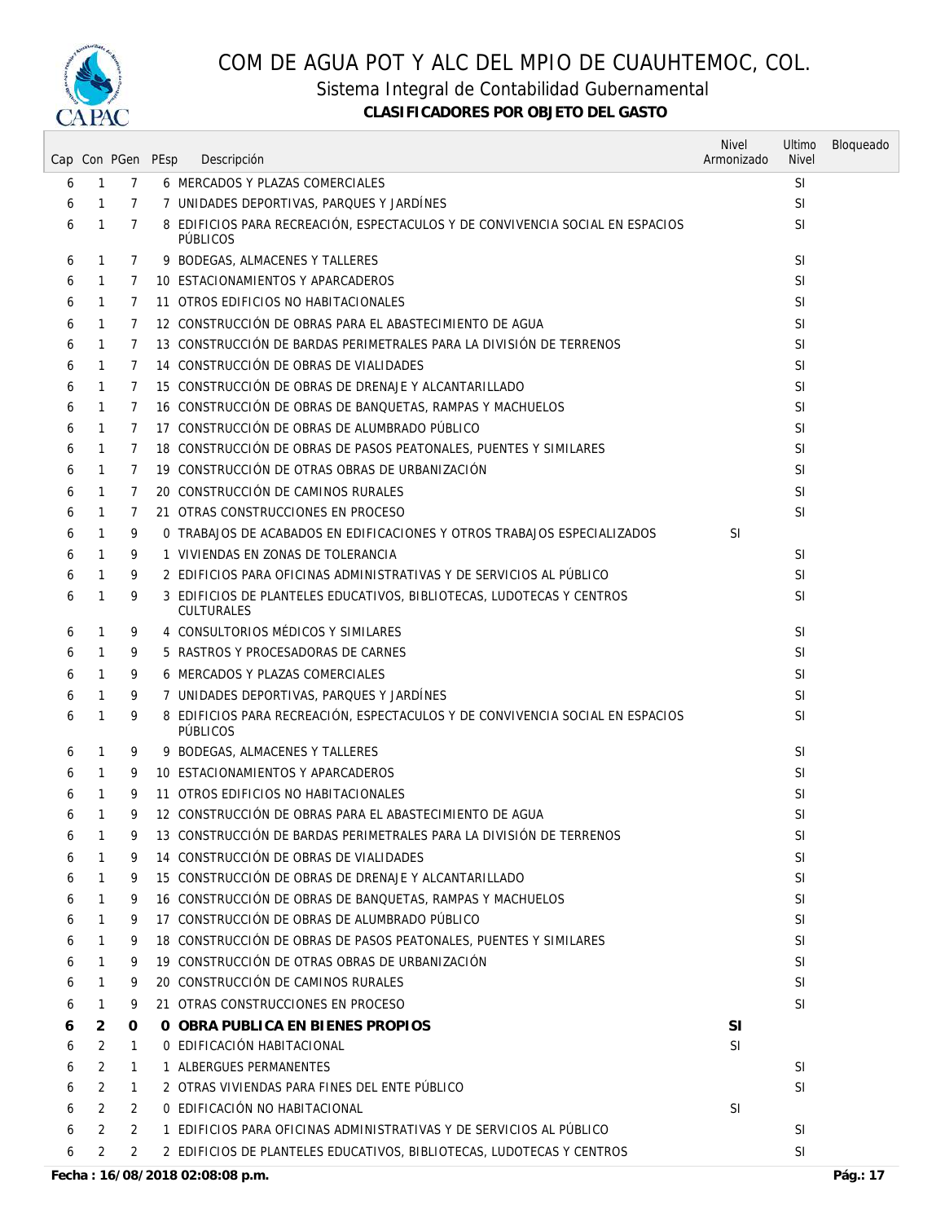# COM DE AGUA POT Y ALC DEL MPIO DE CUAUHTEMOC, COL.

## Sistema Integral de Contabilidad Gubernamental

### CLASIFICADORES POR OBJETO DEL GASTO

| Cap | Con | PGen | PEsp | Descripción | Nivel Armonizado | Ultimo Nivel | Bloqueado |
|---|---|---|---|---|---|---|---|
| 6 | 1 | 7 | 6 | MERCADOS Y PLAZAS COMERCIALES | | SI | |
| 6 | 1 | 7 | 7 | UNIDADES DEPORTIVAS, PARQUES Y JARDÍNES | | SI | |
| 6 | 1 | 7 | 8 | EDIFICIOS PARA RECREACIÓN, ESPECTACULOS Y DE CONVIVENCIA SOCIAL EN ESPACIOS PÚBLICOS | | SI | |
| 6 | 1 | 7 | 9 | BODEGAS, ALMACENES Y TALLERES | | SI | |
| 6 | 1 | 7 | 10 | ESTACIONAMIENTOS Y APARCADEROS | | SI | |
| 6 | 1 | 7 | 11 | OTROS EDIFICIOS NO HABITACIONALES | | SI | |
| 6 | 1 | 7 | 12 | CONSTRUCCIÓN DE OBRAS PARA EL ABASTECIMIENTO DE AGUA | | SI | |
| 6 | 1 | 7 | 13 | CONSTRUCCIÓN DE BARDAS PERIMETRALES PARA LA DIVISIÓN DE TERRENOS | | SI | |
| 6 | 1 | 7 | 14 | CONSTRUCCIÓN DE OBRAS DE VIALIDADES | | SI | |
| 6 | 1 | 7 | 15 | CONSTRUCCIÓN DE OBRAS DE DRENAJE Y ALCANTARILLADO | | SI | |
| 6 | 1 | 7 | 16 | CONSTRUCCIÓN DE OBRAS DE BANQUETAS, RAMPAS Y MACHUELOS | | SI | |
| 6 | 1 | 7 | 17 | CONSTRUCCIÓN DE OBRAS DE ALUMBRADO PÚBLICO | | SI | |
| 6 | 1 | 7 | 18 | CONSTRUCCIÓN DE OBRAS DE PASOS PEATONALES, PUENTES Y SIMILARES | | SI | |
| 6 | 1 | 7 | 19 | CONSTRUCCIÓN DE OTRAS OBRAS DE URBANIZACIÓN | | SI | |
| 6 | 1 | 7 | 20 | CONSTRUCCIÓN DE CAMINOS RURALES | | SI | |
| 6 | 1 | 7 | 21 | OTRAS CONSTRUCCIONES EN PROCESO | | SI | |
| 6 | 1 | 9 | 0 | TRABAJOS DE ACABADOS EN EDIFICACIONES Y OTROS TRABAJOS ESPECIALIZADOS | SI | | |
| 6 | 1 | 9 | 1 | VIVIENDAS EN ZONAS DE TOLERANCIA | | SI | |
| 6 | 1 | 9 | 2 | EDIFICIOS PARA OFICINAS ADMINISTRATIVAS Y DE SERVICIOS AL PÚBLICO | | SI | |
| 6 | 1 | 9 | 3 | EDIFICIOS DE PLANTELES EDUCATIVOS, BIBLIOTECAS, LUDOTECAS Y CENTROS CULTURALES | | SI | |
| 6 | 1 | 9 | 4 | CONSULTORIOS MÉDICOS Y SIMILARES | | SI | |
| 6 | 1 | 9 | 5 | RASTROS Y PROCESADORAS DE CARNES | | SI | |
| 6 | 1 | 9 | 6 | MERCADOS Y PLAZAS COMERCIALES | | SI | |
| 6 | 1 | 9 | 7 | UNIDADES DEPORTIVAS, PARQUES Y JARDÍNES | | SI | |
| 6 | 1 | 9 | 8 | EDIFICIOS PARA RECREACIÓN, ESPECTACULOS Y DE CONVIVENCIA SOCIAL EN ESPACIOS PÚBLICOS | | SI | |
| 6 | 1 | 9 | 9 | BODEGAS, ALMACENES Y TALLERES | | SI | |
| 6 | 1 | 9 | 10 | ESTACIONAMIENTOS Y APARCADEROS | | SI | |
| 6 | 1 | 9 | 11 | OTROS EDIFICIOS NO HABITACIONALES | | SI | |
| 6 | 1 | 9 | 12 | CONSTRUCCIÓN DE OBRAS PARA EL ABASTECIMIENTO DE AGUA | | SI | |
| 6 | 1 | 9 | 13 | CONSTRUCCIÓN DE BARDAS PERIMETRALES PARA LA DIVISIÓN DE TERRENOS | | SI | |
| 6 | 1 | 9 | 14 | CONSTRUCCIÓN DE OBRAS DE VIALIDADES | | SI | |
| 6 | 1 | 9 | 15 | CONSTRUCCIÓN DE OBRAS DE DRENAJE Y ALCANTARILLADO | | SI | |
| 6 | 1 | 9 | 16 | CONSTRUCCIÓN DE OBRAS DE BANQUETAS, RAMPAS Y MACHUELOS | | SI | |
| 6 | 1 | 9 | 17 | CONSTRUCCIÓN DE OBRAS DE ALUMBRADO PÚBLICO | | SI | |
| 6 | 1 | 9 | 18 | CONSTRUCCIÓN DE OBRAS DE PASOS PEATONALES, PUENTES Y SIMILARES | | SI | |
| 6 | 1 | 9 | 19 | CONSTRUCCIÓN DE OTRAS OBRAS DE URBANIZACIÓN | | SI | |
| 6 | 1 | 9 | 20 | CONSTRUCCIÓN DE CAMINOS RURALES | | SI | |
| 6 | 1 | 9 | 21 | OTRAS CONSTRUCCIONES EN PROCESO | | SI | |
| **6** | **2** | **0** | **0** | **OBRA PUBLICA EN BIENES PROPIOS** | **SI** | | |
| 6 | 2 | 1 | 0 | EDIFICACIÓN HABITACIONAL | SI | | |
| 6 | 2 | 1 | 1 | ALBERGUES PERMANENTES | | SI | |
| 6 | 2 | 1 | 2 | OTRAS VIVIENDAS PARA FINES DEL ENTE PÚBLICO | | SI | |
| 6 | 2 | 2 | 0 | EDIFICACIÓN NO HABITACIONAL | SI | | |
| 6 | 2 | 2 | 1 | EDIFICIOS PARA OFICINAS ADMINISTRATIVAS Y DE SERVICIOS AL PÚBLICO | | SI | |
| 6 | 2 | 2 | 2 | EDIFICIOS DE PLANTELES EDUCATIVOS, BIBLIOTECAS, LUDOTECAS Y CENTROS | | SI | |

**Fecha : 16/08/2018 02:08:08 p.m.**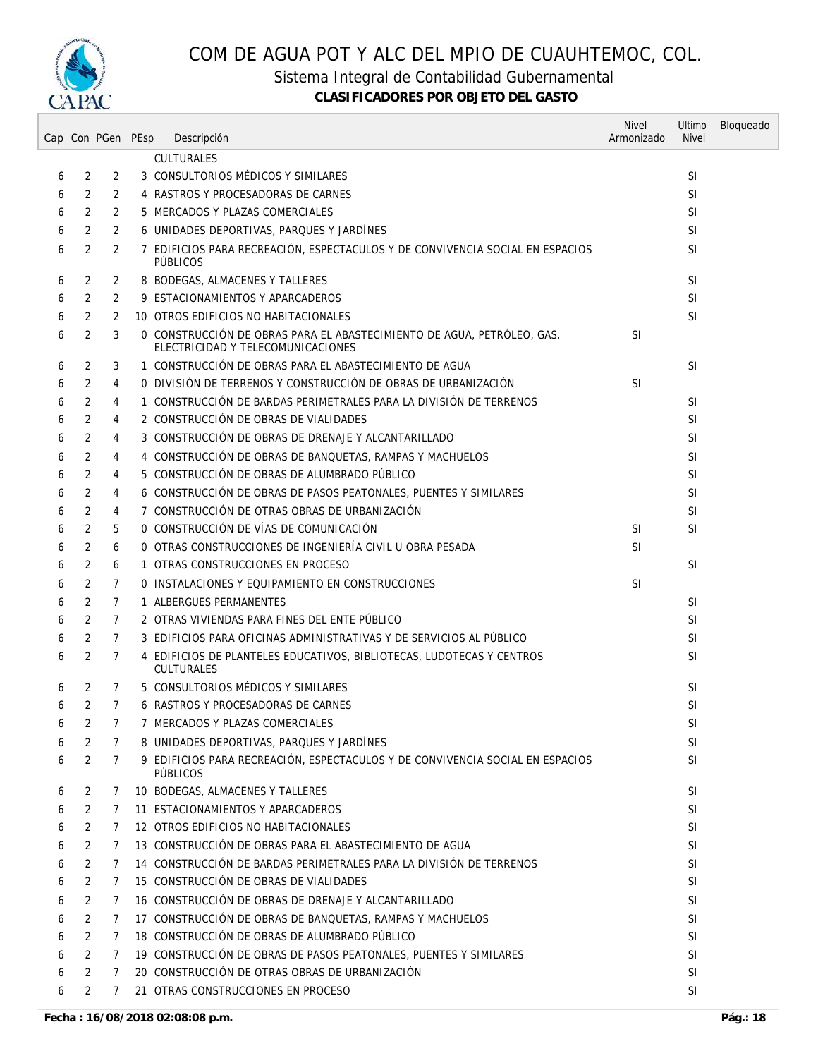# COM DE AGUA POT Y ALC DEL MPIO DE CUAUHTEMOC, COL.

## Sistema Integral de Contabilidad Gubernamental

### CLASIFICADORES POR OBJETO DEL GASTO

| Cap | Con | PGen | PEsp | Descripción | Nivel Armonizado | Ultimo Nivel | Bloqueado |
|---|---|---|---|---|---|---|---|
| | | | | CULTURALES | | | |
| 6 | 2 | 2 | 3 | CONSULTORIOS MÉDICOS Y SIMILARES | | SI | |
| 6 | 2 | 2 | 4 | RASTROS Y PROCESADORAS DE CARNES | | SI | |
| 6 | 2 | 2 | 5 | MERCADOS Y PLAZAS COMERCIALES | | SI | |
| 6 | 2 | 2 | 6 | UNIDADES DEPORTIVAS, PARQUES Y JARDÍNES | | SI | |
| 6 | 2 | 2 | 7 | EDIFICIOS PARA RECREACIÓN, ESPECTACULOS Y DE CONVIVENCIA SOCIAL EN ESPACIOS PÚBLICOS | | SI | |
| 6 | 2 | 2 | 8 | BODEGAS, ALMACENES Y TALLERES | | SI | |
| 6 | 2 | 2 | 9 | ESTACIONAMIENTOS Y APARCADEROS | | SI | |
| 6 | 2 | 2 | 10 | OTROS EDIFICIOS NO HABITACIONALES | | SI | |
| 6 | 2 | 3 | 0 | CONSTRUCCIÓN DE OBRAS PARA EL ABASTECIMIENTO DE AGUA, PETRÓLEO, GAS, ELECTRICIDAD Y TELECOMUNICACIONES | SI | | |
| 6 | 2 | 3 | 1 | CONSTRUCCIÓN DE OBRAS PARA EL ABASTECIMIENTO DE AGUA | | SI | |
| 6 | 2 | 4 | 0 | DIVISIÓN DE TERRENOS Y CONSTRUCCIÓN DE OBRAS DE URBANIZACIÓN | SI | | |
| 6 | 2 | 4 | 1 | CONSTRUCCIÓN DE BARDAS PERIMETRALES PARA LA DIVISIÓN DE TERRENOS | | SI | |
| 6 | 2 | 4 | 2 | CONSTRUCCIÓN DE OBRAS DE VIALIDADES | | SI | |
| 6 | 2 | 4 | 3 | CONSTRUCCIÓN DE OBRAS DE DRENAJE Y ALCANTARILLADO | | SI | |
| 6 | 2 | 4 | 4 | CONSTRUCCIÓN DE OBRAS DE BANQUETAS, RAMPAS Y MACHUELOS | | SI | |
| 6 | 2 | 4 | 5 | CONSTRUCCIÓN DE OBRAS DE ALUMBRADO PÚBLICO | | SI | |
| 6 | 2 | 4 | 6 | CONSTRUCCIÓN DE OBRAS DE PASOS PEATONALES, PUENTES Y SIMILARES | | SI | |
| 6 | 2 | 4 | 7 | CONSTRUCCIÓN DE OTRAS OBRAS DE URBANIZACIÓN | | SI | |
| 6 | 2 | 5 | 0 | CONSTRUCCIÓN DE VÍAS DE COMUNICACIÓN | SI | SI | |
| 6 | 2 | 6 | 0 | OTRAS CONSTRUCCIONES DE INGENIERÍA CIVIL U OBRA PESADA | SI | | |
| 6 | 2 | 6 | 1 | OTRAS CONSTRUCCIONES EN PROCESO | | SI | |
| 6 | 2 | 7 | 0 | INSTALACIONES Y EQUIPAMIENTO EN CONSTRUCCIONES | SI | | |
| 6 | 2 | 7 | 1 | ALBERGUES PERMANENTES | | SI | |
| 6 | 2 | 7 | 2 | OTRAS VIVIENDAS PARA FINES DEL ENTE PÚBLICO | | SI | |
| 6 | 2 | 7 | 3 | EDIFICIOS PARA OFICINAS ADMINISTRATIVAS Y DE SERVICIOS AL PÚBLICO | | SI | |
| 6 | 2 | 7 | 4 | EDIFICIOS DE PLANTELES EDUCATIVOS, BIBLIOTECAS, LUDOTECAS Y CENTROS CULTURALES | | SI | |
| 6 | 2 | 7 | 5 | CONSULTORIOS MÉDICOS Y SIMILARES | | SI | |
| 6 | 2 | 7 | 6 | RASTROS Y PROCESADORAS DE CARNES | | SI | |
| 6 | 2 | 7 | 7 | MERCADOS Y PLAZAS COMERCIALES | | SI | |
| 6 | 2 | 7 | 8 | UNIDADES DEPORTIVAS, PARQUES Y JARDÍNES | | SI | |
| 6 | 2 | 7 | 9 | EDIFICIOS PARA RECREACIÓN, ESPECTACULOS Y DE CONVIVENCIA SOCIAL EN ESPACIOS PÚBLICOS | | SI | |
| 6 | 2 | 7 | 10 | BODEGAS, ALMACENES Y TALLERES | | SI | |
| 6 | 2 | 7 | 11 | ESTACIONAMIENTOS Y APARCADEROS | | SI | |
| 6 | 2 | 7 | 12 | OTROS EDIFICIOS NO HABITACIONALES | | SI | |
| 6 | 2 | 7 | 13 | CONSTRUCCIÓN DE OBRAS PARA EL ABASTECIMIENTO DE AGUA | | SI | |
| 6 | 2 | 7 | 14 | CONSTRUCCIÓN DE BARDAS PERIMETRALES PARA LA DIVISIÓN DE TERRENOS | | SI | |
| 6 | 2 | 7 | 15 | CONSTRUCCIÓN DE OBRAS DE VIALIDADES | | SI | |
| 6 | 2 | 7 | 16 | CONSTRUCCIÓN DE OBRAS DE DRENAJE Y ALCANTARILLADO | | SI | |
| 6 | 2 | 7 | 17 | CONSTRUCCIÓN DE OBRAS DE BANQUETAS, RAMPAS Y MACHUELOS | | SI | |
| 6 | 2 | 7 | 18 | CONSTRUCCIÓN DE OBRAS DE ALUMBRADO PÚBLICO | | SI | |
| 6 | 2 | 7 | 19 | CONSTRUCCIÓN DE OBRAS DE PASOS PEATONALES, PUENTES Y SIMILARES | | SI | |
| 6 | 2 | 7 | 20 | CONSTRUCCIÓN DE OTRAS OBRAS DE URBANIZACIÓN | | SI | |
| 6 | 2 | 7 | 21 | OTRAS CONSTRUCCIONES EN PROCESO | | SI | |

**Fecha : 16/08/2018 02:08:08 p.m.**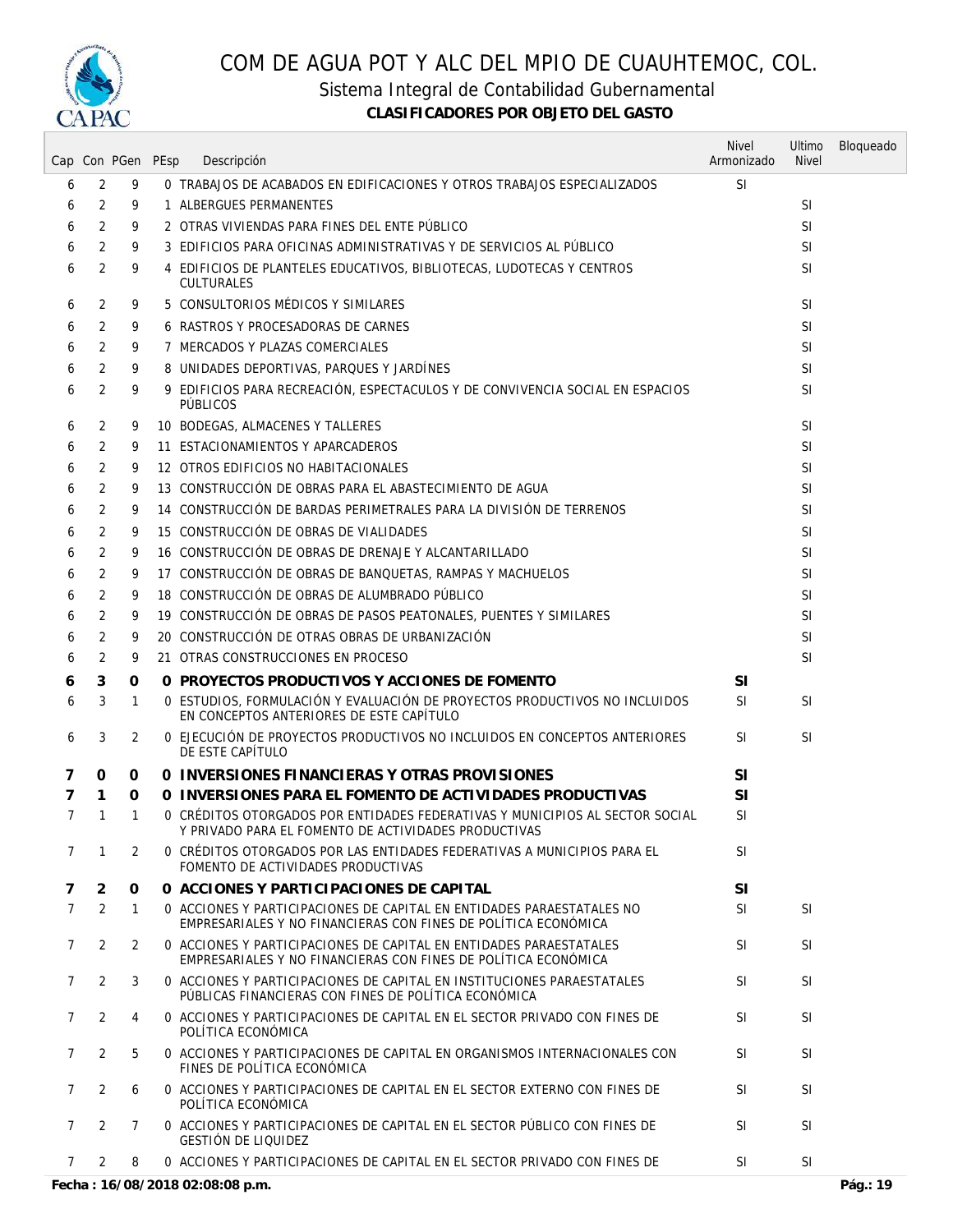# COM DE AGUA POT Y ALC DEL MPIO DE CUAUHTEMOC, COL.

## Sistema Integral de Contabilidad Gubernamental

### CLASIFICADORES POR OBJETO DEL GASTO

| Cap | Con | PGen | PEsp | Descripción | Nivel Armonizado | Ultimo Nivel | Bloqueado |
|---|---|---|---|---|---|---|---|
| 6 | 2 | 9 | 0 | TRABAJOS DE ACABADOS EN EDIFICACIONES Y OTROS TRABAJOS ESPECIALIZADOS | SI | | |
| 6 | 2 | 9 | 1 | ALBERGUES PERMANENTES | | SI | |
| 6 | 2 | 9 | 2 | OTRAS VIVIENDAS PARA FINES DEL ENTE PÚBLICO | | SI | |
| 6 | 2 | 9 | 3 | EDIFICIOS PARA OFICINAS ADMINISTRATIVAS Y DE SERVICIOS AL PÚBLICO | | SI | |
| 6 | 2 | 9 | 4 | EDIFICIOS DE PLANTELES EDUCATIVOS, BIBLIOTECAS, LUDOTECAS Y CENTROS CULTURALES | | SI | |
| 6 | 2 | 9 | 5 | CONSULTORIOS MÉDICOS Y SIMILARES | | SI | |
| 6 | 2 | 9 | 6 | RASTROS Y PROCESADORAS DE CARNES | | SI | |
| 6 | 2 | 9 | 7 | MERCADOS Y PLAZAS COMERCIALES | | SI | |
| 6 | 2 | 9 | 8 | UNIDADES DEPORTIVAS, PARQUES Y JARDÍNES | | SI | |
| 6 | 2 | 9 | 9 | EDIFICIOS PARA RECREACIÓN, ESPECTACULOS Y DE CONVIVENCIA SOCIAL EN ESPACIOS PÚBLICOS | | SI | |
| 6 | 2 | 9 | 10 | BODEGAS, ALMACENES Y TALLERES | | SI | |
| 6 | 2 | 9 | 11 | ESTACIONAMIENTOS Y APARCADEROS | | SI | |
| 6 | 2 | 9 | 12 | OTROS EDIFICIOS NO HABITACIONALES | | SI | |
| 6 | 2 | 9 | 13 | CONSTRUCCIÓN DE OBRAS PARA EL ABASTECIMIENTO DE AGUA | | SI | |
| 6 | 2 | 9 | 14 | CONSTRUCCIÓN DE BARDAS PERIMETRALES PARA LA DIVISIÓN DE TERRENOS | | SI | |
| 6 | 2 | 9 | 15 | CONSTRUCCIÓN DE OBRAS DE VIALIDADES | | SI | |
| 6 | 2 | 9 | 16 | CONSTRUCCIÓN DE OBRAS DE DRENAJE Y ALCANTARILLADO | | SI | |
| 6 | 2 | 9 | 17 | CONSTRUCCIÓN DE OBRAS DE BANQUETAS, RAMPAS Y MACHUELOS | | SI | |
| 6 | 2 | 9 | 18 | CONSTRUCCIÓN DE OBRAS DE ALUMBRADO PÚBLICO | | SI | |
| 6 | 2 | 9 | 19 | CONSTRUCCIÓN DE OBRAS DE PASOS PEATONALES, PUENTES Y SIMILARES | | SI | |
| 6 | 2 | 9 | 20 | CONSTRUCCIÓN DE OTRAS OBRAS DE URBANIZACIÓN | | SI | |
| 6 | 2 | 9 | 21 | OTRAS CONSTRUCCIONES EN PROCESO | | SI | |
| **6** | **3** | **0** | **0** | **PROYECTOS PRODUCTIVOS Y ACCIONES DE FOMENTO** | **SI** | | |
| 6 | 3 | 1 | 0 | ESTUDIOS, FORMULACIÓN Y EVALUACIÓN DE PROYECTOS PRODUCTIVOS NO INCLUIDOS EN CONCEPTOS ANTERIORES DE ESTE CAPÍTULO | SI | SI | |
| 6 | 3 | 2 | 0 | EJECUCIÓN DE PROYECTOS PRODUCTIVOS NO INCLUIDOS EN CONCEPTOS ANTERIORES DE ESTE CAPÍTULO | SI | SI | |
| **7** | **0** | **0** | **0** | **INVERSIONES FINANCIERAS Y OTRAS PROVISIONES** | **SI** | | |
| **7** | **1** | **0** | **0** | **INVERSIONES PARA EL FOMENTO DE ACTIVIDADES PRODUCTIVAS** | **SI** | | |
| 7 | 1 | 1 | 0 | CRÉDITOS OTORGADOS POR ENTIDADES FEDERATIVAS Y MUNICIPIOS AL SECTOR SOCIAL Y PRIVADO PARA EL FOMENTO DE ACTIVIDADES PRODUCTIVAS | SI | | |
| 7 | 1 | 2 | 0 | CRÉDITOS OTORGADOS POR LAS ENTIDADES FEDERATIVAS A MUNICIPIOS PARA EL FOMENTO DE ACTIVIDADES PRODUCTIVAS | SI | | |
| **7** | **2** | **0** | **0** | **ACCIONES Y PARTICIPACIONES DE CAPITAL** | **SI** | | |
| 7 | 2 | 1 | 0 | ACCIONES Y PARTICIPACIONES DE CAPITAL EN ENTIDADES PARAESTATALES NO EMPRESARIALES Y NO FINANCIERAS CON FINES DE POLÍTICA ECONÓMICA | SI | SI | |
| 7 | 2 | 2 | 0 | ACCIONES Y PARTICIPACIONES DE CAPITAL EN ENTIDADES PARAESTATALES EMPRESARIALES Y NO FINANCIERAS CON FINES DE POLÍTICA ECONÓMICA | SI | SI | |
| 7 | 2 | 3 | 0 | ACCIONES Y PARTICIPACIONES DE CAPITAL EN INSTITUCIONES PARAESTATALES PÚBLICAS FINANCIERAS CON FINES DE POLÍTICA ECONÓMICA | SI | SI | |
| 7 | 2 | 4 | 0 | ACCIONES Y PARTICIPACIONES DE CAPITAL EN EL SECTOR PRIVADO CON FINES DE POLÍTICA ECONÓMICA | SI | SI | |
| 7 | 2 | 5 | 0 | ACCIONES Y PARTICIPACIONES DE CAPITAL EN ORGANISMOS INTERNACIONALES CON FINES DE POLÍTICA ECONÓMICA | SI | SI | |
| 7 | 2 | 6 | 0 | ACCIONES Y PARTICIPACIONES DE CAPITAL EN EL SECTOR EXTERNO CON FINES DE POLÍTICA ECONÓMICA | SI | SI | |
| 7 | 2 | 7 | 0 | ACCIONES Y PARTICIPACIONES DE CAPITAL EN EL SECTOR PÚBLICO CON FINES DE GESTIÓN DE LIQUIDEZ | SI | SI | |
| 7 | 2 | 8 | 0 | ACCIONES Y PARTICIPACIONES DE CAPITAL EN EL SECTOR PRIVADO CON FINES DE | SI | SI | |

**Fecha : 16/08/2018 02:08:08 p.m.**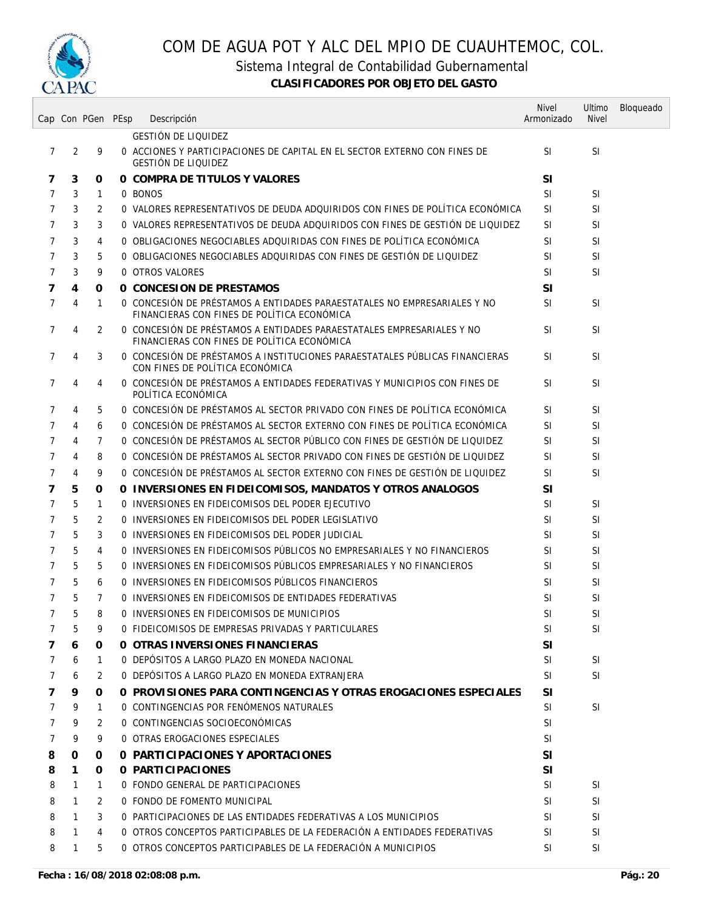# COM DE AGUA POT Y ALC DEL MPIO DE CUAUHTEMOC, COL.

## Sistema Integral de Contabilidad Gubernamental

### CLASIFICADORES POR OBJETO DEL GASTO

| Cap | Con | PGen | PEsp | Descripción | Nivel Armonizado | Ultimo Nivel | Bloqueado |
|---|---|---|---|---|---|---|---|
| | | | | GESTIÓN DE LIQUIDEZ | | | |
| 7 | 2 | 9 | 0 | ACCIONES Y PARTICIPACIONES DE CAPITAL EN EL SECTOR EXTERNO CON FINES DE GESTIÓN DE LIQUIDEZ | SI | SI | |
| **7** | **3** | **0** | **0** | **COMPRA DE TITULOS Y VALORES** | **SI** | | |
| 7 | 3 | 1 | 0 | BONOS | SI | SI | |
| 7 | 3 | 2 | 0 | VALORES REPRESENTATIVOS DE DEUDA ADQUIRIDOS CON FINES DE POLÍTICA ECONÓMICA | SI | SI | |
| 7 | 3 | 3 | 0 | VALORES REPRESENTATIVOS DE DEUDA ADQUIRIDOS CON FINES DE GESTIÓN DE LIQUIDEZ | SI | SI | |
| 7 | 3 | 4 | 0 | OBLIGACIONES NEGOCIABLES ADQUIRIDAS CON FINES DE POLÍTICA ECONÓMICA | SI | SI | |
| 7 | 3 | 5 | 0 | OBLIGACIONES NEGOCIABLES ADQUIRIDAS CON FINES DE GESTIÓN DE LIQUIDEZ | SI | SI | |
| 7 | 3 | 9 | 0 | OTROS VALORES | SI | SI | |
| **7** | **4** | **0** | **0** | **CONCESION DE PRESTAMOS** | **SI** | | |
| 7 | 4 | 1 | 0 | CONCESIÓN DE PRÉSTAMOS A ENTIDADES PARAESTATALES NO EMPRESARIALES Y NO FINANCIERAS CON FINES DE POLÍTICA ECONÓMICA | SI | SI | |
| 7 | 4 | 2 | 0 | CONCESIÓN DE PRÉSTAMOS A ENTIDADES PARAESTATALES EMPRESARIALES Y NO FINANCIERAS CON FINES DE POLÍTICA ECONÓMICA | SI | SI | |
| 7 | 4 | 3 | 0 | CONCESIÓN DE PRÉSTAMOS A INSTITUCIONES PARAESTATALES PÚBLICAS FINANCIERAS CON FINES DE POLÍTICA ECONÓMICA | SI | SI | |
| 7 | 4 | 4 | 0 | CONCESIÓN DE PRÉSTAMOS A ENTIDADES FEDERATIVAS Y MUNICIPIOS CON FINES DE POLÍTICA ECONÓMICA | SI | SI | |
| 7 | 4 | 5 | 0 | CONCESIÓN DE PRÉSTAMOS AL SECTOR PRIVADO CON FINES DE POLÍTICA ECONÓMICA | SI | SI | |
| 7 | 4 | 6 | 0 | CONCESIÓN DE PRÉSTAMOS AL SECTOR EXTERNO CON FINES DE POLÍTICA ECONÓMICA | SI | SI | |
| 7 | 4 | 7 | 0 | CONCESIÓN DE PRÉSTAMOS AL SECTOR PÚBLICO CON FINES DE GESTIÓN DE LIQUIDEZ | SI | SI | |
| 7 | 4 | 8 | 0 | CONCESIÓN DE PRÉSTAMOS AL SECTOR PRIVADO CON FINES DE GESTIÓN DE LIQUIDEZ | SI | SI | |
| 7 | 4 | 9 | 0 | CONCESIÓN DE PRÉSTAMOS AL SECTOR EXTERNO CON FINES DE GESTIÓN DE LIQUIDEZ | SI | SI | |
| **7** | **5** | **0** | **0** | **INVERSIONES EN FIDEICOMISOS, MANDATOS Y OTROS ANALOGOS** | **SI** | | |
| 7 | 5 | 1 | 0 | INVERSIONES EN FIDEICOMISOS DEL PODER EJECUTIVO | SI | SI | |
| 7 | 5 | 2 | 0 | INVERSIONES EN FIDEICOMISOS DEL PODER LEGISLATIVO | SI | SI | |
| 7 | 5 | 3 | 0 | INVERSIONES EN FIDEICOMISOS DEL PODER JUDICIAL | SI | SI | |
| 7 | 5 | 4 | 0 | INVERSIONES EN FIDEICOMISOS PÚBLICOS NO EMPRESARIALES Y NO FINANCIEROS | SI | SI | |
| 7 | 5 | 5 | 0 | INVERSIONES EN FIDEICOMISOS PÚBLICOS EMPRESARIALES Y NO FINANCIEROS | SI | SI | |
| 7 | 5 | 6 | 0 | INVERSIONES EN FIDEICOMISOS PÚBLICOS FINANCIEROS | SI | SI | |
| 7 | 5 | 7 | 0 | INVERSIONES EN FIDEICOMISOS DE ENTIDADES FEDERATIVAS | SI | SI | |
| 7 | 5 | 8 | 0 | INVERSIONES EN FIDEICOMISOS DE MUNICIPIOS | SI | SI | |
| 7 | 5 | 9 | 0 | FIDEICOMISOS DE EMPRESAS PRIVADAS Y PARTICULARES | SI | SI | |
| **7** | **6** | **0** | **0** | **OTRAS INVERSIONES FINANCIERAS** | **SI** | | |
| 7 | 6 | 1 | 0 | DEPÓSITOS A LARGO PLAZO EN MONEDA NACIONAL | SI | SI | |
| 7 | 6 | 2 | 0 | DEPÓSITOS A LARGO PLAZO EN MONEDA EXTRANJERA | SI | SI | |
| **7** | **9** | **0** | **0** | **PROVISIONES PARA CONTINGENCIAS Y OTRAS EROGACIONES ESPECIALES** | **SI** | | |
| 7 | 9 | 1 | 0 | CONTINGENCIAS POR FENÓMENOS NATURALES | SI | SI | |
| 7 | 9 | 2 | 0 | CONTINGENCIAS SOCIOECONÓMICAS | SI | | |
| 7 | 9 | 9 | 0 | OTRAS EROGACIONES ESPECIALES | SI | | |
| **8** | **0** | **0** | **0** | **PARTICIPACIONES Y APORTACIONES** | **SI** | | |
| **8** | **1** | **0** | **0** | **PARTICIPACIONES** | **SI** | | |
| 8 | 1 | 1 | 0 | FONDO GENERAL DE PARTICIPACIONES | SI | SI | |
| 8 | 1 | 2 | 0 | FONDO DE FOMENTO MUNICIPAL | SI | SI | |
| 8 | 1 | 3 | 0 | PARTICIPACIONES DE LAS ENTIDADES FEDERATIVAS A LOS MUNICIPIOS | SI | SI | |
| 8 | 1 | 4 | 0 | OTROS CONCEPTOS PARTICIPABLES DE LA FEDERACIÓN A ENTIDADES FEDERATIVAS | SI | SI | |
| 8 | 1 | 5 | 0 | OTROS CONCEPTOS PARTICIPABLES DE LA FEDERACIÓN A MUNICIPIOS | SI | SI | |

**Fecha : 16/08/2018 02:08:08 p.m.**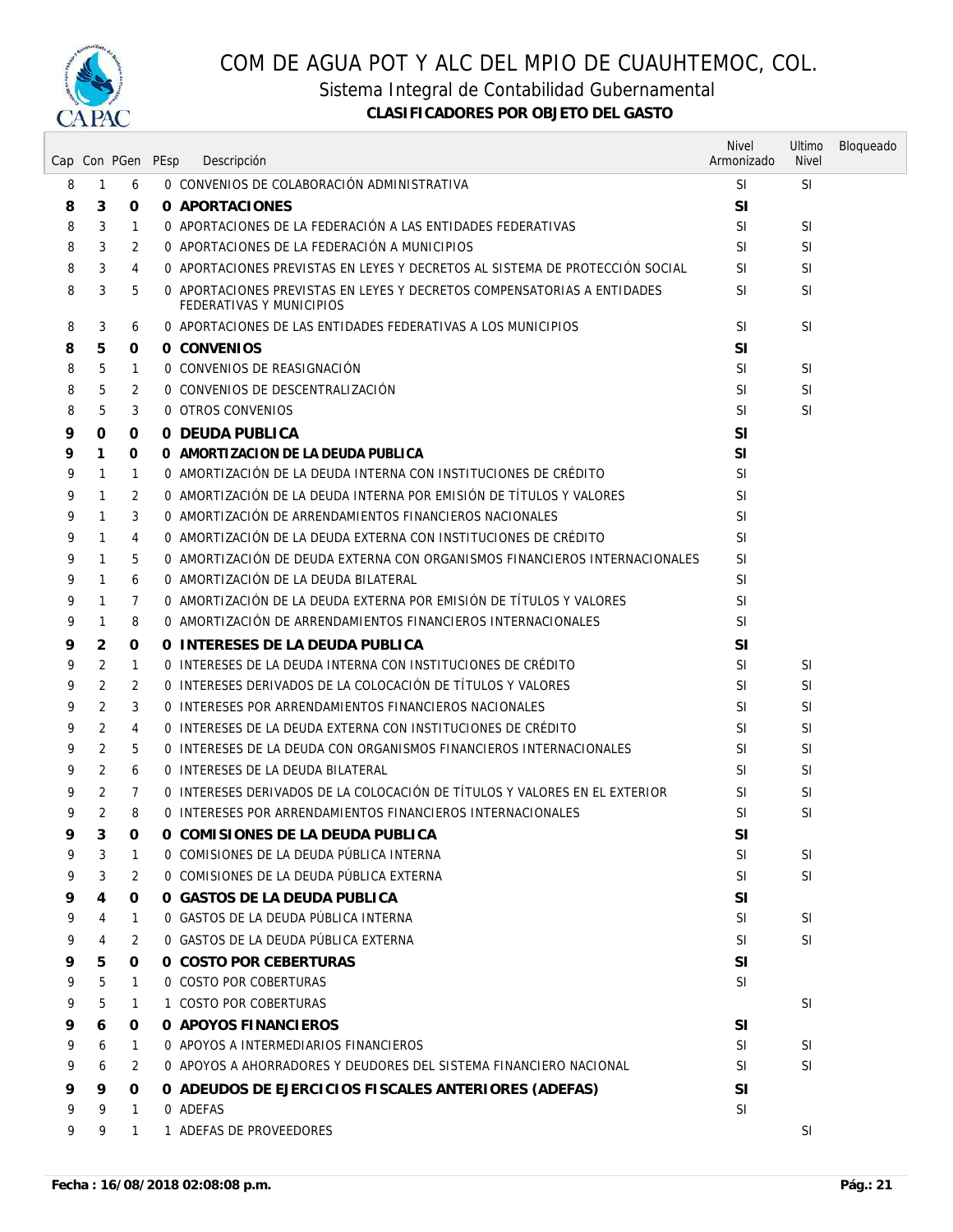# COM DE AGUA POT Y ALC DEL MPIO DE CUAUHTEMOC, COL.

## Sistema Integral de Contabilidad Gubernamental

### CLASIFICADORES POR OBJETO DEL GASTO

| Cap | Con | PGen | PEsp | Descripción | Nivel Armonizado | Ultimo Nivel | Bloqueado |
|---|---|---|---|---|---|---|---|
| 8 | 1 | 6 | 0 | CONVENIOS DE COLABORACIÓN ADMINISTRATIVA | SI | SI | |
| **8** | **3** | **0** | **0** | **APORTACIONES** | **SI** | | |
| 8 | 3 | 1 | 0 | APORTACIONES DE LA FEDERACIÓN A LAS ENTIDADES FEDERATIVAS | SI | SI | |
| 8 | 3 | 2 | 0 | APORTACIONES DE LA FEDERACIÓN A MUNICIPIOS | SI | SI | |
| 8 | 3 | 4 | 0 | APORTACIONES PREVISTAS EN LEYES Y DECRETOS AL SISTEMA DE PROTECCIÓN SOCIAL | SI | SI | |
| 8 | 3 | 5 | 0 | APORTACIONES PREVISTAS EN LEYES Y DECRETOS COMPENSATORIAS A ENTIDADES FEDERATIVAS Y MUNICIPIOS | SI | SI | |
| 8 | 3 | 6 | 0 | APORTACIONES DE LAS ENTIDADES FEDERATIVAS A LOS MUNICIPIOS | SI | SI | |
| **8** | **5** | **0** | **0** | **CONVENIOS** | **SI** | | |
| 8 | 5 | 1 | 0 | CONVENIOS DE REASIGNACIÓN | SI | SI | |
| 8 | 5 | 2 | 0 | CONVENIOS DE DESCENTRALIZACIÓN | SI | SI | |
| 8 | 5 | 3 | 0 | OTROS CONVENIOS | SI | SI | |
| **9** | **0** | **0** | **0** | **DEUDA PUBLICA** | **SI** | | |
| **9** | **1** | **0** | **0** | **AMORTIZACION DE LA DEUDA PUBLICA** | **SI** | | |
| 9 | 1 | 1 | 0 | AMORTIZACIÓN DE LA DEUDA INTERNA CON INSTITUCIONES DE CRÉDITO | SI | | |
| 9 | 1 | 2 | 0 | AMORTIZACIÓN DE LA DEUDA INTERNA POR EMISIÓN DE TÍTULOS Y VALORES | SI | | |
| 9 | 1 | 3 | 0 | AMORTIZACIÓN DE ARRENDAMIENTOS FINANCIEROS NACIONALES | SI | | |
| 9 | 1 | 4 | 0 | AMORTIZACIÓN DE LA DEUDA EXTERNA CON INSTITUCIONES DE CRÉDITO | SI | | |
| 9 | 1 | 5 | 0 | AMORTIZACIÓN DE DEUDA EXTERNA CON ORGANISMOS FINANCIEROS INTERNACIONALES | SI | | |
| 9 | 1 | 6 | 0 | AMORTIZACIÓN DE LA DEUDA BILATERAL | SI | | |
| 9 | 1 | 7 | 0 | AMORTIZACIÓN DE LA DEUDA EXTERNA POR EMISIÓN DE TÍTULOS Y VALORES | SI | | |
| 9 | 1 | 8 | 0 | AMORTIZACIÓN DE ARRENDAMIENTOS FINANCIEROS INTERNACIONALES | SI | | |
| **9** | **2** | **0** | **0** | **INTERESES DE LA DEUDA PUBLICA** | **SI** | | |
| 9 | 2 | 1 | 0 | INTERESES DE LA DEUDA INTERNA CON INSTITUCIONES DE CRÉDITO | SI | SI | |
| 9 | 2 | 2 | 0 | INTERESES DERIVADOS DE LA COLOCACIÓN DE TÍTULOS Y VALORES | SI | SI | |
| 9 | 2 | 3 | 0 | INTERESES POR ARRENDAMIENTOS FINANCIEROS NACIONALES | SI | SI | |
| 9 | 2 | 4 | 0 | INTERESES DE LA DEUDA EXTERNA CON INSTITUCIONES DE CRÉDITO | SI | SI | |
| 9 | 2 | 5 | 0 | INTERESES DE LA DEUDA CON ORGANISMOS FINANCIEROS INTERNACIONALES | SI | SI | |
| 9 | 2 | 6 | 0 | INTERESES DE LA DEUDA BILATERAL | SI | SI | |
| 9 | 2 | 7 | 0 | INTERESES DERIVADOS DE LA COLOCACIÓN DE TÍTULOS Y VALORES EN EL EXTERIOR | SI | SI | |
| 9 | 2 | 8 | 0 | INTERESES POR ARRENDAMIENTOS FINANCIEROS INTERNACIONALES | SI | SI | |
| **9** | **3** | **0** | **0** | **COMISIONES DE LA DEUDA PUBLICA** | **SI** | | |
| 9 | 3 | 1 | 0 | COMISIONES DE LA DEUDA PÚBLICA INTERNA | SI | SI | |
| 9 | 3 | 2 | 0 | COMISIONES DE LA DEUDA PÚBLICA EXTERNA | SI | SI | |
| **9** | **4** | **0** | **0** | **GASTOS DE LA DEUDA PUBLICA** | **SI** | | |
| 9 | 4 | 1 | 0 | GASTOS DE LA DEUDA PÚBLICA INTERNA | SI | SI | |
| 9 | 4 | 2 | 0 | GASTOS DE LA DEUDA PÚBLICA EXTERNA | SI | SI | |
| **9** | **5** | **0** | **0** | **COSTO POR CEBERTURAS** | **SI** | | |
| 9 | 5 | 1 | 0 | COSTO POR COBERTURAS | SI | | |
| 9 | 5 | 1 | 1 | COSTO POR COBERTURAS | | SI | |
| **9** | **6** | **0** | **0** | **APOYOS FINANCIEROS** | **SI** | | |
| 9 | 6 | 1 | 0 | APOYOS A INTERMEDIARIOS FINANCIEROS | SI | SI | |
| 9 | 6 | 2 | 0 | APOYOS A AHORRADORES Y DEUDORES DEL SISTEMA FINANCIERO NACIONAL | SI | SI | |
| **9** | **9** | **0** | **0** | **ADEUDOS DE EJERCICIOS FISCALES ANTERIORES (ADEFAS)** | **SI** | | |
| 9 | 9 | 1 | 0 | ADEFAS | SI | | |
| 9 | 9 | 1 | 1 | ADEFAS DE PROVEEDORES | | SI | |

**Fecha : 16/08/2018 02:08:08 p.m.**